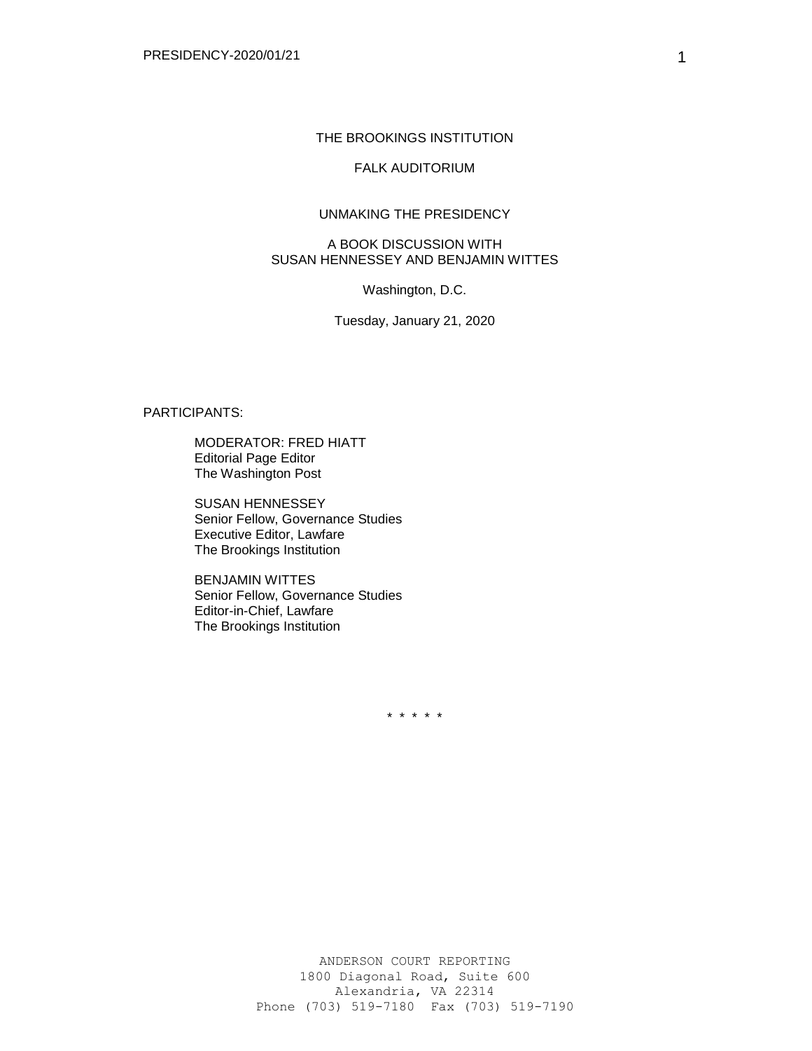# THE BROOKINGS INSTITUTION

## FALK AUDITORIUM

## UNMAKING THE PRESIDENCY

## A BOOK DISCUSSION WITH SUSAN HENNESSEY AND BENJAMIN WITTES

Washington, D.C.

Tuesday, January 21, 2020

PARTICIPANTS:

MODERATOR: FRED HIATT
Editorial Page Editor
The Washington Post

SUSAN HENNESSEY
Senior Fellow, Governance Studies
Executive Editor, Lawfare
The Brookings Institution

BENJAMIN WITTES
Senior Fellow, Governance Studies
Editor-in-Chief, Lawfare
The Brookings Institution

\* \* \* \* \*

ANDERSON COURT REPORTING
1800 Diagonal Road, Suite 600
Alexandria, VA 22314
Phone (703) 519-7180 Fax (703) 519-7190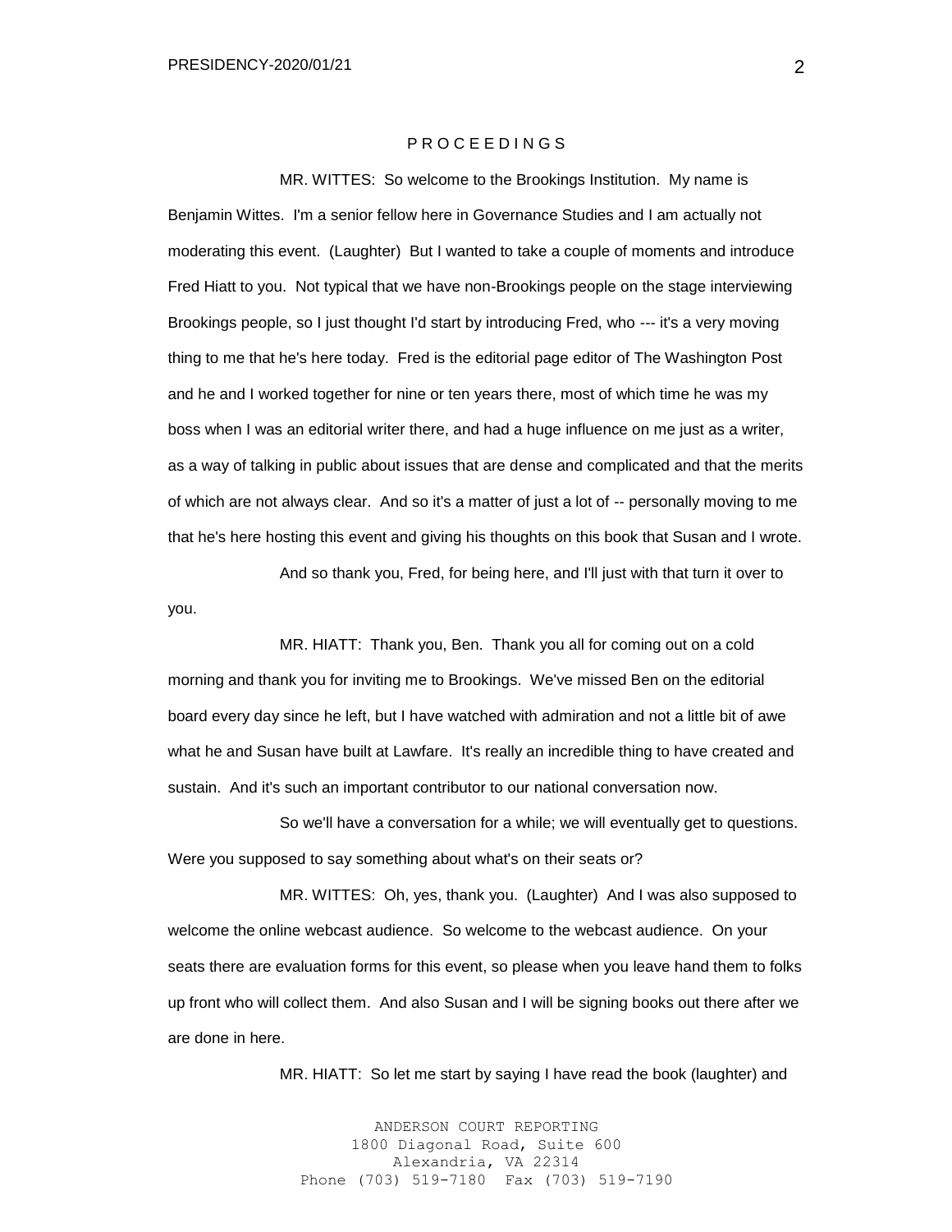P R O C E E D I N G S

MR. WITTES: So welcome to the Brookings Institution. My name is Benjamin Wittes. I'm a senior fellow here in Governance Studies and I am actually not moderating this event. (Laughter) But I wanted to take a couple of moments and introduce Fred Hiatt to you. Not typical that we have non-Brookings people on the stage interviewing Brookings people, so I just thought I'd start by introducing Fred, who --- it's a very moving thing to me that he's here today. Fred is the editorial page editor of The Washington Post and he and I worked together for nine or ten years there, most of which time he was my boss when I was an editorial writer there, and had a huge influence on me just as a writer, as a way of talking in public about issues that are dense and complicated and that the merits of which are not always clear. And so it's a matter of just a lot of -- personally moving to me that he's here hosting this event and giving his thoughts on this book that Susan and I wrote.

And so thank you, Fred, for being here, and I'll just with that turn it over to you.

MR. HIATT: Thank you, Ben. Thank you all for coming out on a cold morning and thank you for inviting me to Brookings. We've missed Ben on the editorial board every day since he left, but I have watched with admiration and not a little bit of awe what he and Susan have built at Lawfare. It's really an incredible thing to have created and sustain. And it's such an important contributor to our national conversation now.

So we'll have a conversation for a while; we will eventually get to questions. Were you supposed to say something about what's on their seats or?

MR. WITTES: Oh, yes, thank you. (Laughter) And I was also supposed to welcome the online webcast audience. So welcome to the webcast audience. On your seats there are evaluation forms for this event, so please when you leave hand them to folks up front who will collect them. And also Susan and I will be signing books out there after we are done in here.

MR. HIATT: So let me start by saying I have read the book (laughter) and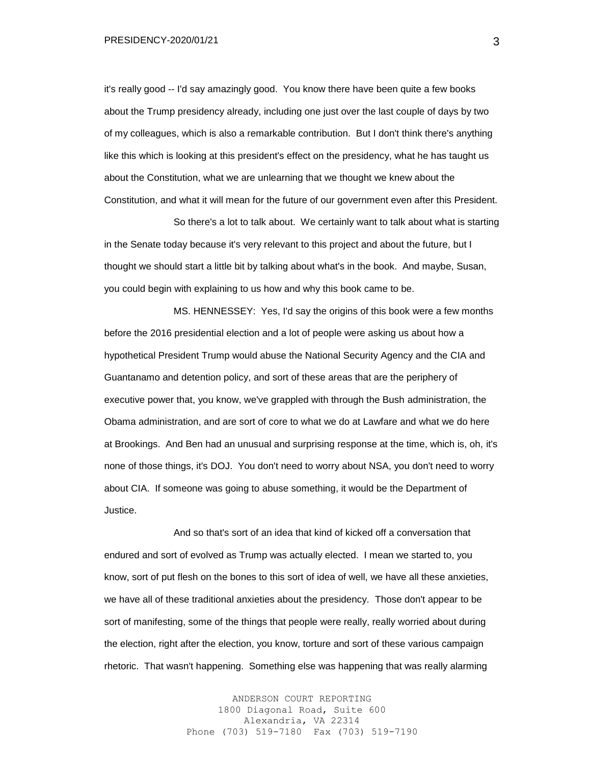it's really good -- I'd say amazingly good. You know there have been quite a few books about the Trump presidency already, including one just over the last couple of days by two of my colleagues, which is also a remarkable contribution. But I don't think there's anything like this which is looking at this president's effect on the presidency, what he has taught us about the Constitution, what we are unlearning that we thought we knew about the Constitution, and what it will mean for the future of our government even after this President.

So there's a lot to talk about. We certainly want to talk about what is starting in the Senate today because it's very relevant to this project and about the future, but I thought we should start a little bit by talking about what's in the book. And maybe, Susan, you could begin with explaining to us how and why this book came to be.

MS. HENNESSEY: Yes, I'd say the origins of this book were a few months before the 2016 presidential election and a lot of people were asking us about how a hypothetical President Trump would abuse the National Security Agency and the CIA and Guantanamo and detention policy, and sort of these areas that are the periphery of executive power that, you know, we've grappled with through the Bush administration, the Obama administration, and are sort of core to what we do at Lawfare and what we do here at Brookings. And Ben had an unusual and surprising response at the time, which is, oh, it's none of those things, it's DOJ. You don't need to worry about NSA, you don't need to worry about CIA. If someone was going to abuse something, it would be the Department of Justice.

And so that's sort of an idea that kind of kicked off a conversation that endured and sort of evolved as Trump was actually elected. I mean we started to, you know, sort of put flesh on the bones to this sort of idea of well, we have all these anxieties, we have all of these traditional anxieties about the presidency. Those don't appear to be sort of manifesting, some of the things that people were really, really worried about during the election, right after the election, you know, torture and sort of these various campaign rhetoric. That wasn't happening. Something else was happening that was really alarming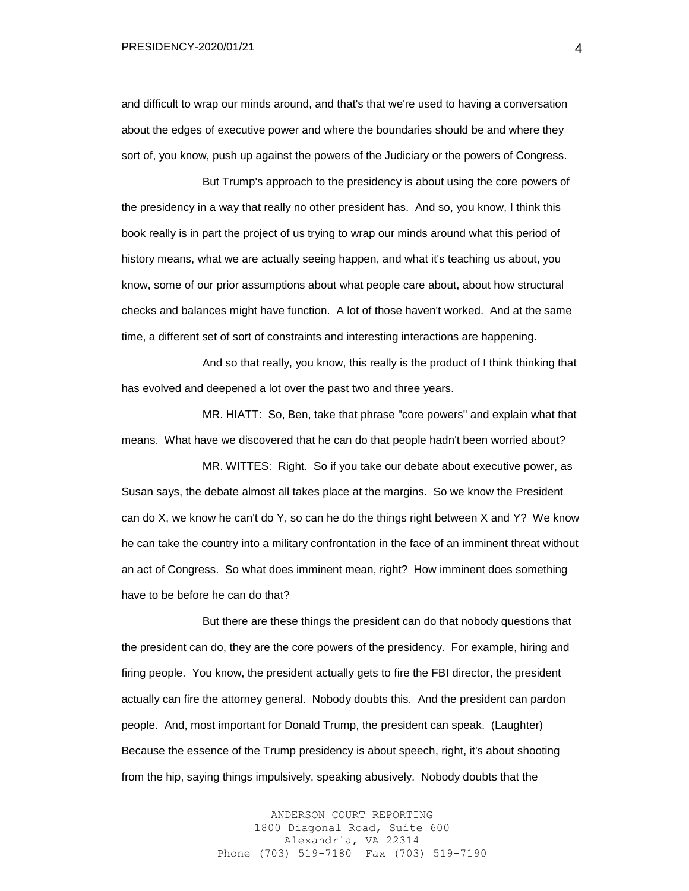and difficult to wrap our minds around, and that's that we're used to having a conversation about the edges of executive power and where the boundaries should be and where they sort of, you know, push up against the powers of the Judiciary or the powers of Congress.

But Trump's approach to the presidency is about using the core powers of the presidency in a way that really no other president has. And so, you know, I think this book really is in part the project of us trying to wrap our minds around what this period of history means, what we are actually seeing happen, and what it's teaching us about, you know, some of our prior assumptions about what people care about, about how structural checks and balances might have function. A lot of those haven't worked. And at the same time, a different set of sort of constraints and interesting interactions are happening.

And so that really, you know, this really is the product of I think thinking that has evolved and deepened a lot over the past two and three years.

MR. HIATT: So, Ben, take that phrase "core powers" and explain what that means. What have we discovered that he can do that people hadn't been worried about?

MR. WITTES: Right. So if you take our debate about executive power, as Susan says, the debate almost all takes place at the margins. So we know the President can do X, we know he can't do Y, so can he do the things right between X and Y? We know he can take the country into a military confrontation in the face of an imminent threat without an act of Congress. So what does imminent mean, right? How imminent does something have to be before he can do that?

But there are these things the president can do that nobody questions that the president can do, they are the core powers of the presidency. For example, hiring and firing people. You know, the president actually gets to fire the FBI director, the president actually can fire the attorney general. Nobody doubts this. And the president can pardon people. And, most important for Donald Trump, the president can speak. (Laughter) Because the essence of the Trump presidency is about speech, right, it's about shooting from the hip, saying things impulsively, speaking abusively. Nobody doubts that the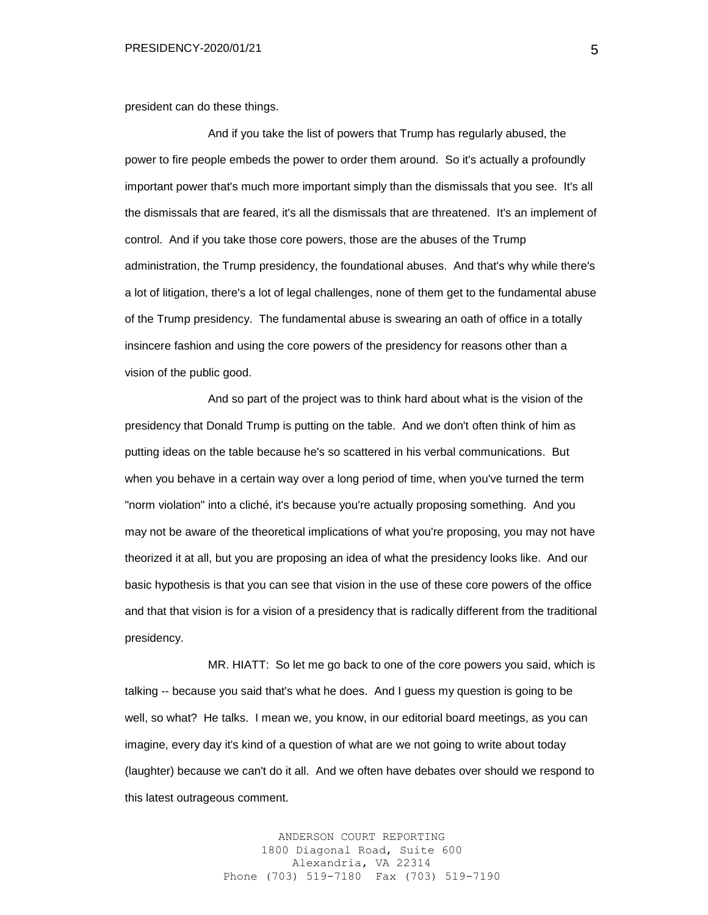president can do these things.

And if you take the list of powers that Trump has regularly abused, the power to fire people embeds the power to order them around. So it's actually a profoundly important power that's much more important simply than the dismissals that you see. It's all the dismissals that are feared, it's all the dismissals that are threatened. It's an implement of control. And if you take those core powers, those are the abuses of the Trump administration, the Trump presidency, the foundational abuses. And that's why while there's a lot of litigation, there's a lot of legal challenges, none of them get to the fundamental abuse of the Trump presidency. The fundamental abuse is swearing an oath of office in a totally insincere fashion and using the core powers of the presidency for reasons other than a vision of the public good.

And so part of the project was to think hard about what is the vision of the presidency that Donald Trump is putting on the table. And we don't often think of him as putting ideas on the table because he's so scattered in his verbal communications. But when you behave in a certain way over a long period of time, when you've turned the term "norm violation" into a cliché, it's because you're actually proposing something. And you may not be aware of the theoretical implications of what you're proposing, you may not have theorized it at all, but you are proposing an idea of what the presidency looks like. And our basic hypothesis is that you can see that vision in the use of these core powers of the office and that that vision is for a vision of a presidency that is radically different from the traditional presidency.

MR. HIATT: So let me go back to one of the core powers you said, which is talking -- because you said that's what he does. And I guess my question is going to be well, so what? He talks. I mean we, you know, in our editorial board meetings, as you can imagine, every day it's kind of a question of what are we not going to write about today (laughter) because we can't do it all. And we often have debates over should we respond to this latest outrageous comment.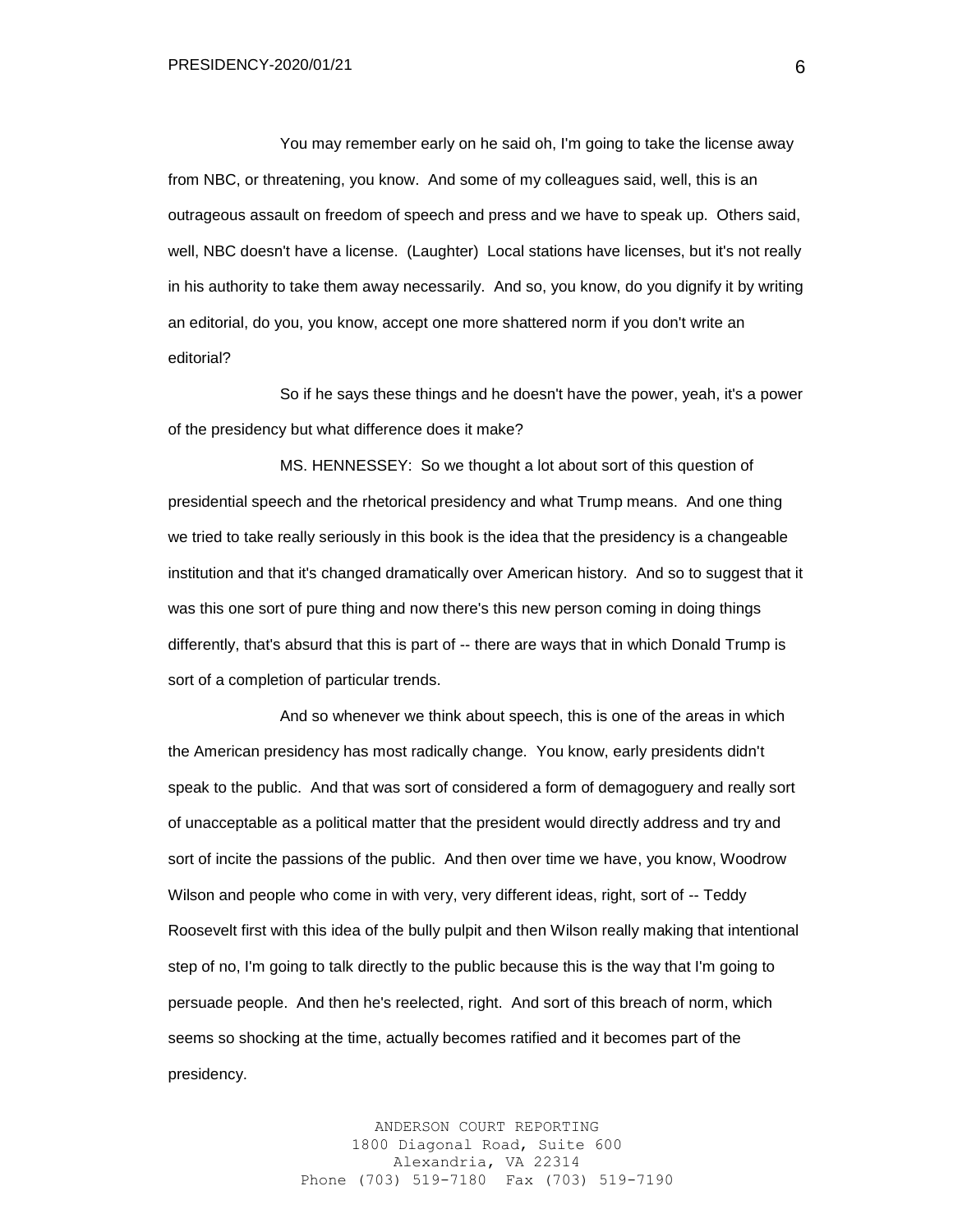You may remember early on he said oh, I'm going to take the license away from NBC, or threatening, you know. And some of my colleagues said, well, this is an outrageous assault on freedom of speech and press and we have to speak up. Others said, well, NBC doesn't have a license. (Laughter) Local stations have licenses, but it's not really in his authority to take them away necessarily. And so, you know, do you dignify it by writing an editorial, do you, you know, accept one more shattered norm if you don't write an editorial?

So if he says these things and he doesn't have the power, yeah, it's a power of the presidency but what difference does it make?

MS. HENNESSEY: So we thought a lot about sort of this question of presidential speech and the rhetorical presidency and what Trump means. And one thing we tried to take really seriously in this book is the idea that the presidency is a changeable institution and that it's changed dramatically over American history. And so to suggest that it was this one sort of pure thing and now there's this new person coming in doing things differently, that's absurd that this is part of -- there are ways that in which Donald Trump is sort of a completion of particular trends.

And so whenever we think about speech, this is one of the areas in which the American presidency has most radically change. You know, early presidents didn't speak to the public. And that was sort of considered a form of demagoguery and really sort of unacceptable as a political matter that the president would directly address and try and sort of incite the passions of the public. And then over time we have, you know, Woodrow Wilson and people who come in with very, very different ideas, right, sort of -- Teddy Roosevelt first with this idea of the bully pulpit and then Wilson really making that intentional step of no, I'm going to talk directly to the public because this is the way that I'm going to persuade people. And then he's reelected, right. And sort of this breach of norm, which seems so shocking at the time, actually becomes ratified and it becomes part of the presidency.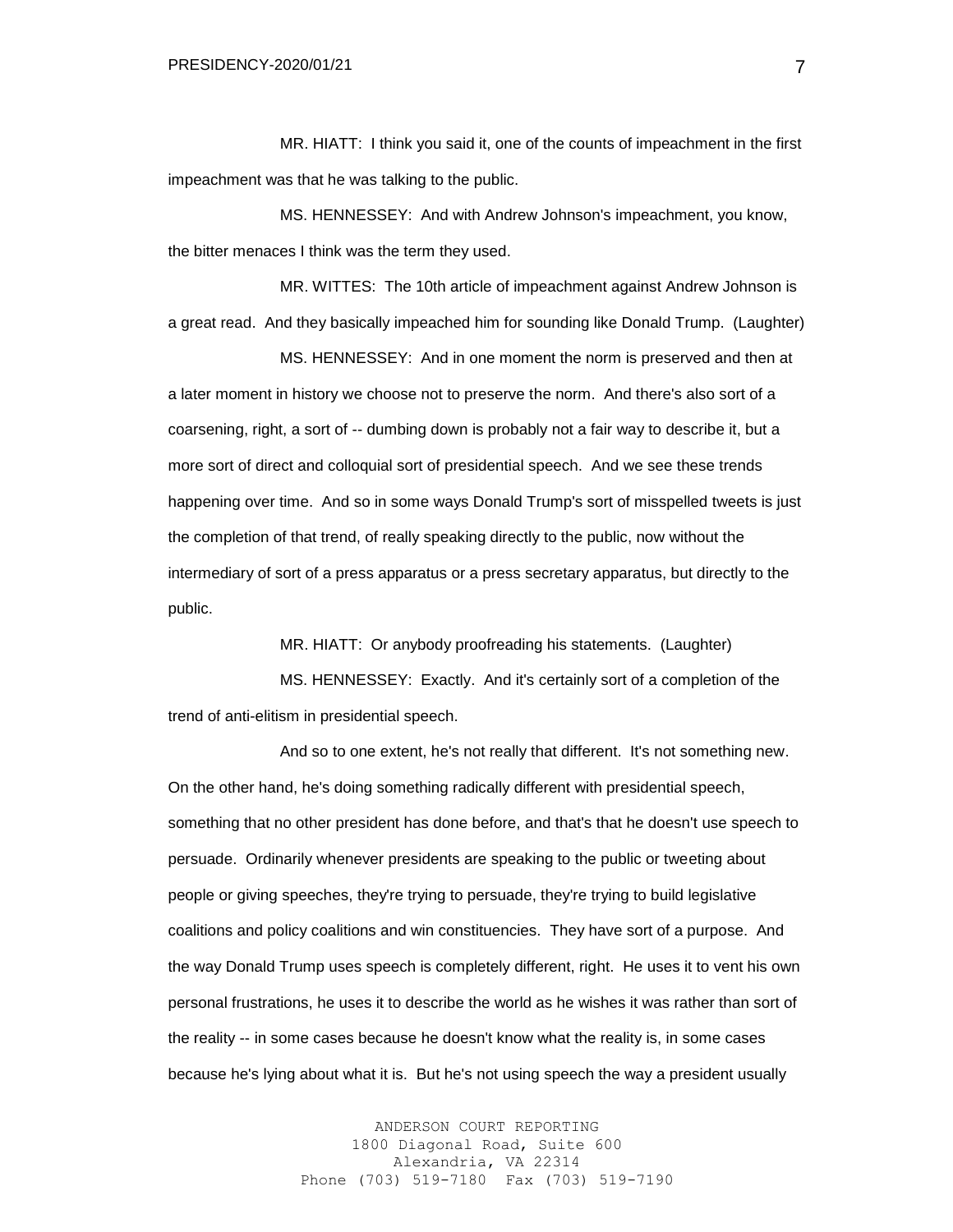MR. HIATT: I think you said it, one of the counts of impeachment in the first impeachment was that he was talking to the public.

MS. HENNESSEY: And with Andrew Johnson's impeachment, you know, the bitter menaces I think was the term they used.

MR. WITTES: The 10th article of impeachment against Andrew Johnson is a great read. And they basically impeached him for sounding like Donald Trump. (Laughter)

MS. HENNESSEY: And in one moment the norm is preserved and then at a later moment in history we choose not to preserve the norm. And there's also sort of a coarsening, right, a sort of -- dumbing down is probably not a fair way to describe it, but a more sort of direct and colloquial sort of presidential speech. And we see these trends happening over time. And so in some ways Donald Trump's sort of misspelled tweets is just the completion of that trend, of really speaking directly to the public, now without the intermediary of sort of a press apparatus or a press secretary apparatus, but directly to the public.

MR. HIATT: Or anybody proofreading his statements. (Laughter)

MS. HENNESSEY: Exactly. And it's certainly sort of a completion of the trend of anti-elitism in presidential speech.

And so to one extent, he's not really that different. It's not something new. On the other hand, he's doing something radically different with presidential speech, something that no other president has done before, and that's that he doesn't use speech to persuade. Ordinarily whenever presidents are speaking to the public or tweeting about people or giving speeches, they're trying to persuade, they're trying to build legislative coalitions and policy coalitions and win constituencies. They have sort of a purpose. And the way Donald Trump uses speech is completely different, right. He uses it to vent his own personal frustrations, he uses it to describe the world as he wishes it was rather than sort of the reality -- in some cases because he doesn't know what the reality is, in some cases because he's lying about what it is. But he's not using speech the way a president usually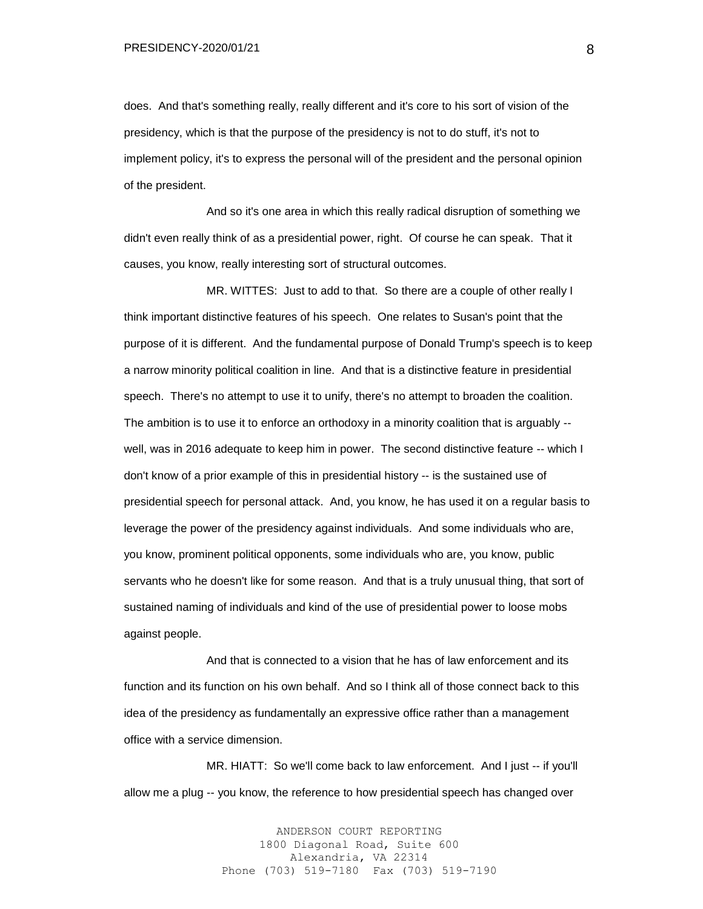does. And that's something really, really different and it's core to his sort of vision of the presidency, which is that the purpose of the presidency is not to do stuff, it's not to implement policy, it's to express the personal will of the president and the personal opinion of the president.

And so it's one area in which this really radical disruption of something we didn't even really think of as a presidential power, right. Of course he can speak. That it causes, you know, really interesting sort of structural outcomes.

MR. WITTES: Just to add to that. So there are a couple of other really I think important distinctive features of his speech. One relates to Susan's point that the purpose of it is different. And the fundamental purpose of Donald Trump's speech is to keep a narrow minority political coalition in line. And that is a distinctive feature in presidential speech. There's no attempt to use it to unify, there's no attempt to broaden the coalition. The ambition is to use it to enforce an orthodoxy in a minority coalition that is arguably -- well, was in 2016 adequate to keep him in power. The second distinctive feature -- which I don't know of a prior example of this in presidential history -- is the sustained use of presidential speech for personal attack. And, you know, he has used it on a regular basis to leverage the power of the presidency against individuals. And some individuals who are, you know, prominent political opponents, some individuals who are, you know, public servants who he doesn't like for some reason. And that is a truly unusual thing, that sort of sustained naming of individuals and kind of the use of presidential power to loose mobs against people.

And that is connected to a vision that he has of law enforcement and its function and its function on his own behalf. And so I think all of those connect back to this idea of the presidency as fundamentally an expressive office rather than a management office with a service dimension.

MR. HIATT: So we'll come back to law enforcement. And I just -- if you'll allow me a plug -- you know, the reference to how presidential speech has changed over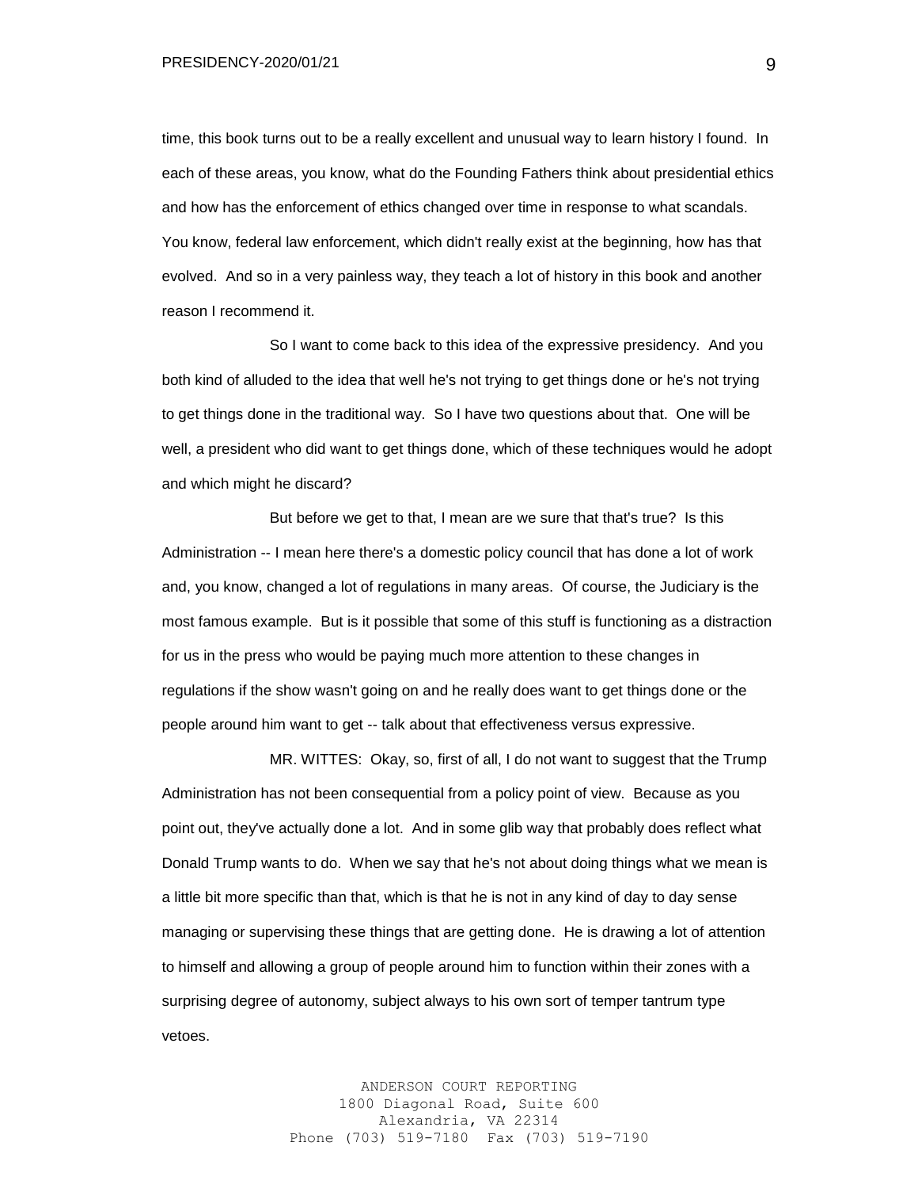time, this book turns out to be a really excellent and unusual way to learn history I found. In each of these areas, you know, what do the Founding Fathers think about presidential ethics and how has the enforcement of ethics changed over time in response to what scandals. You know, federal law enforcement, which didn't really exist at the beginning, how has that evolved. And so in a very painless way, they teach a lot of history in this book and another reason I recommend it.

So I want to come back to this idea of the expressive presidency. And you both kind of alluded to the idea that well he's not trying to get things done or he's not trying to get things done in the traditional way. So I have two questions about that. One will be well, a president who did want to get things done, which of these techniques would he adopt and which might he discard?

But before we get to that, I mean are we sure that that's true? Is this Administration -- I mean here there's a domestic policy council that has done a lot of work and, you know, changed a lot of regulations in many areas. Of course, the Judiciary is the most famous example. But is it possible that some of this stuff is functioning as a distraction for us in the press who would be paying much more attention to these changes in regulations if the show wasn't going on and he really does want to get things done or the people around him want to get -- talk about that effectiveness versus expressive.

MR. WITTES: Okay, so, first of all, I do not want to suggest that the Trump Administration has not been consequential from a policy point of view. Because as you point out, they've actually done a lot. And in some glib way that probably does reflect what Donald Trump wants to do. When we say that he's not about doing things what we mean is a little bit more specific than that, which is that he is not in any kind of day to day sense managing or supervising these things that are getting done. He is drawing a lot of attention to himself and allowing a group of people around him to function within their zones with a surprising degree of autonomy, subject always to his own sort of temper tantrum type vetoes.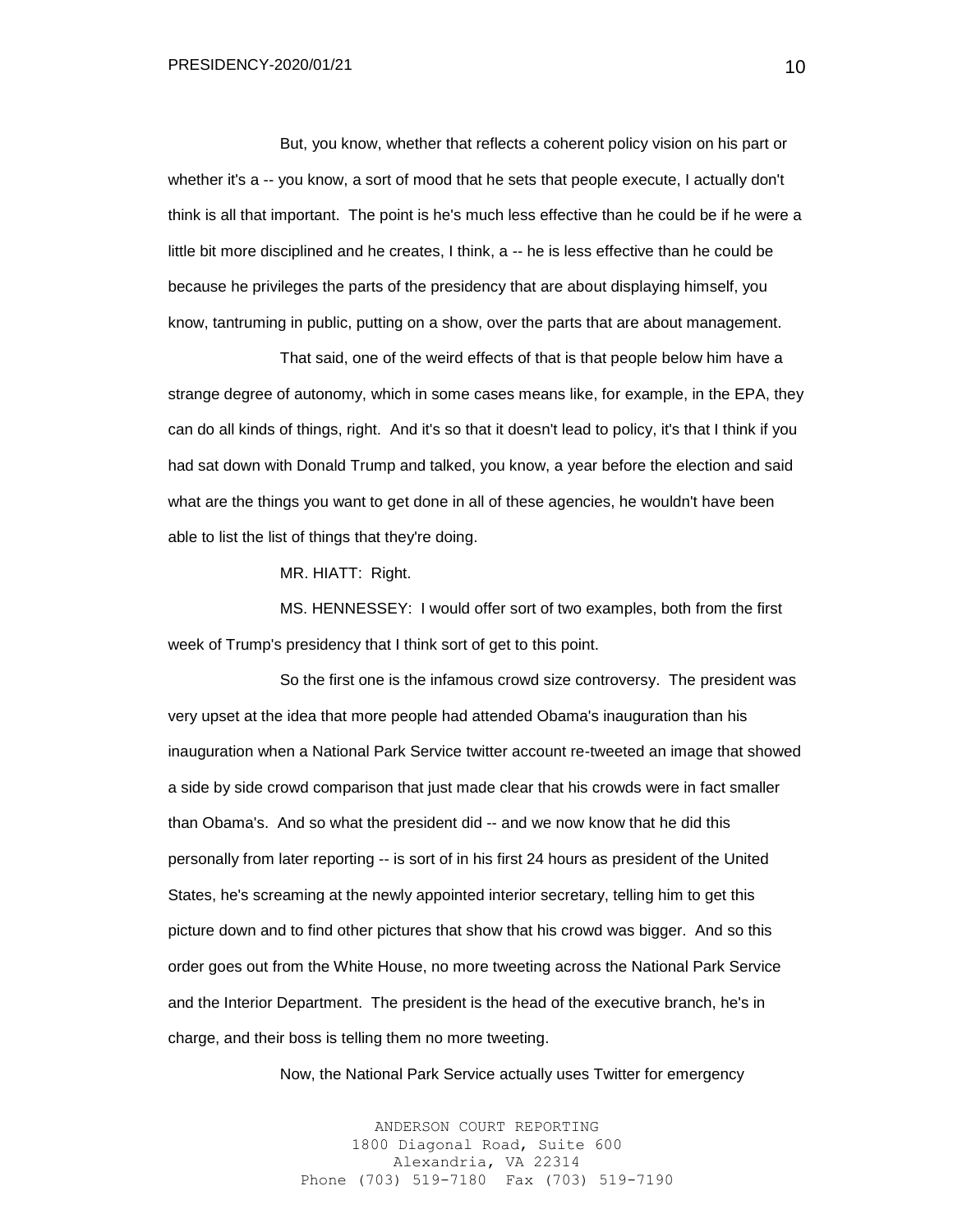But, you know, whether that reflects a coherent policy vision on his part or whether it's a -- you know, a sort of mood that he sets that people execute, I actually don't think is all that important. The point is he's much less effective than he could be if he were a little bit more disciplined and he creates, I think, a -- he is less effective than he could be because he privileges the parts of the presidency that are about displaying himself, you know, tantruming in public, putting on a show, over the parts that are about management.

That said, one of the weird effects of that is that people below him have a strange degree of autonomy, which in some cases means like, for example, in the EPA, they can do all kinds of things, right. And it's so that it doesn't lead to policy, it's that I think if you had sat down with Donald Trump and talked, you know, a year before the election and said what are the things you want to get done in all of these agencies, he wouldn't have been able to list the list of things that they're doing.

MR. HIATT: Right.

MS. HENNESSEY: I would offer sort of two examples, both from the first week of Trump's presidency that I think sort of get to this point.

So the first one is the infamous crowd size controversy. The president was very upset at the idea that more people had attended Obama's inauguration than his inauguration when a National Park Service twitter account re-tweeted an image that showed a side by side crowd comparison that just made clear that his crowds were in fact smaller than Obama's. And so what the president did -- and we now know that he did this personally from later reporting -- is sort of in his first 24 hours as president of the United States, he's screaming at the newly appointed interior secretary, telling him to get this picture down and to find other pictures that show that his crowd was bigger. And so this order goes out from the White House, no more tweeting across the National Park Service and the Interior Department. The president is the head of the executive branch, he's in charge, and their boss is telling them no more tweeting.

Now, the National Park Service actually uses Twitter for emergency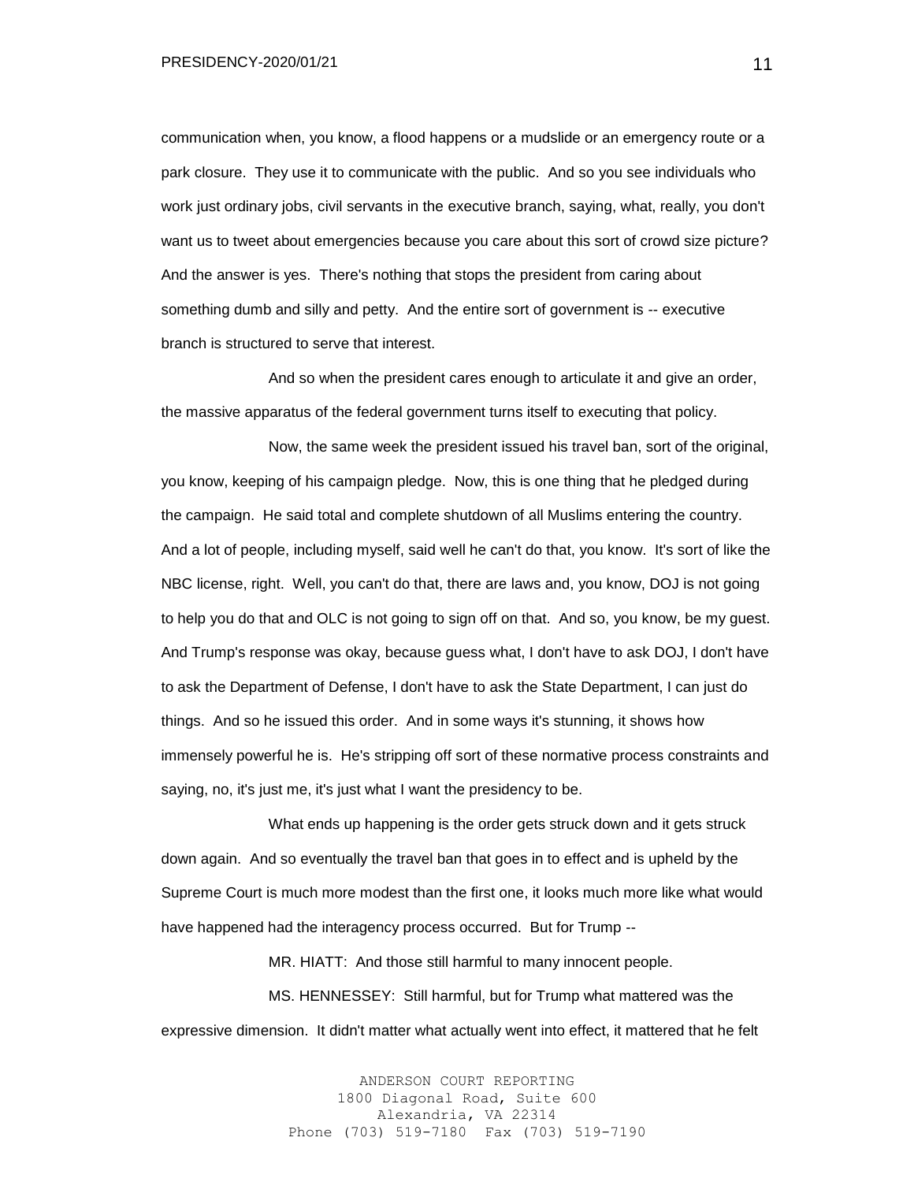communication when, you know, a flood happens or a mudslide or an emergency route or a park closure. They use it to communicate with the public. And so you see individuals who work just ordinary jobs, civil servants in the executive branch, saying, what, really, you don't want us to tweet about emergencies because you care about this sort of crowd size picture? And the answer is yes. There's nothing that stops the president from caring about something dumb and silly and petty. And the entire sort of government is -- executive branch is structured to serve that interest.

And so when the president cares enough to articulate it and give an order, the massive apparatus of the federal government turns itself to executing that policy.

Now, the same week the president issued his travel ban, sort of the original, you know, keeping of his campaign pledge. Now, this is one thing that he pledged during the campaign. He said total and complete shutdown of all Muslims entering the country. And a lot of people, including myself, said well he can't do that, you know. It's sort of like the NBC license, right. Well, you can't do that, there are laws and, you know, DOJ is not going to help you do that and OLC is not going to sign off on that. And so, you know, be my guest. And Trump's response was okay, because guess what, I don't have to ask DOJ, I don't have to ask the Department of Defense, I don't have to ask the State Department, I can just do things. And so he issued this order. And in some ways it's stunning, it shows how immensely powerful he is. He's stripping off sort of these normative process constraints and saying, no, it's just me, it's just what I want the presidency to be.

What ends up happening is the order gets struck down and it gets struck down again. And so eventually the travel ban that goes in to effect and is upheld by the Supreme Court is much more modest than the first one, it looks much more like what would have happened had the interagency process occurred. But for Trump --

MR. HIATT: And those still harmful to many innocent people.

MS. HENNESSEY: Still harmful, but for Trump what mattered was the expressive dimension. It didn't matter what actually went into effect, it mattered that he felt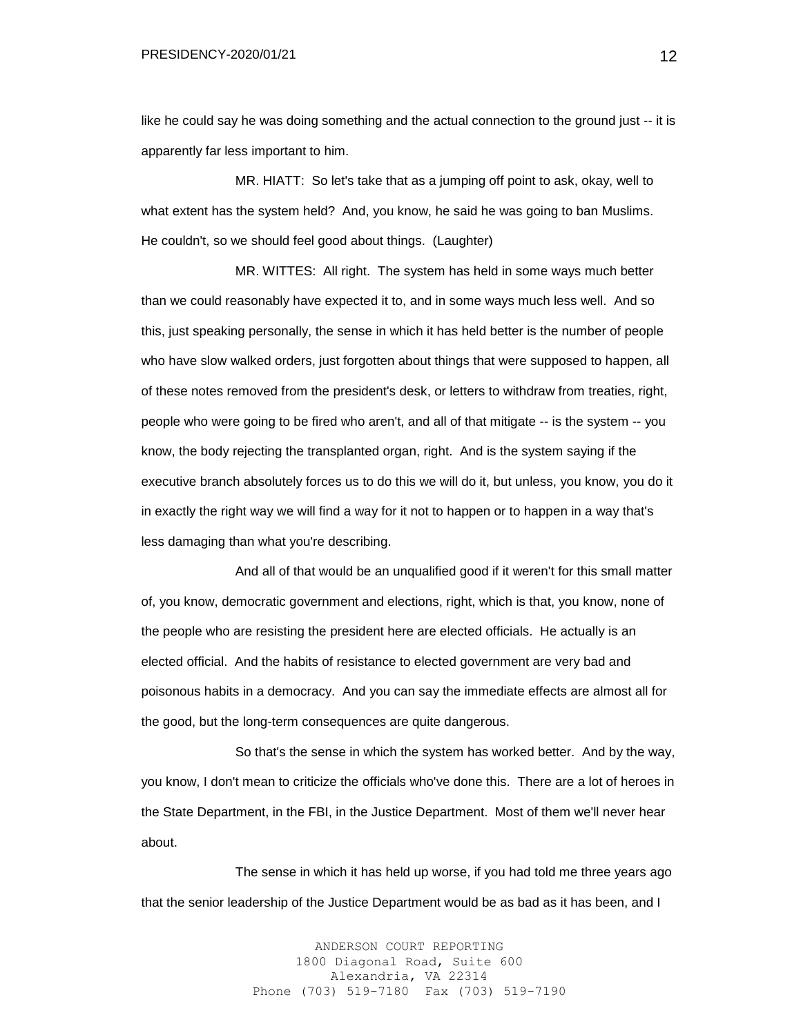like he could say he was doing something and the actual connection to the ground just -- it is apparently far less important to him.

MR. HIATT: So let's take that as a jumping off point to ask, okay, well to what extent has the system held? And, you know, he said he was going to ban Muslims. He couldn't, so we should feel good about things. (Laughter)

MR. WITTES: All right. The system has held in some ways much better than we could reasonably have expected it to, and in some ways much less well. And so this, just speaking personally, the sense in which it has held better is the number of people who have slow walked orders, just forgotten about things that were supposed to happen, all of these notes removed from the president's desk, or letters to withdraw from treaties, right, people who were going to be fired who aren't, and all of that mitigate -- is the system -- you know, the body rejecting the transplanted organ, right. And is the system saying if the executive branch absolutely forces us to do this we will do it, but unless, you know, you do it in exactly the right way we will find a way for it not to happen or to happen in a way that's less damaging than what you're describing.

And all of that would be an unqualified good if it weren't for this small matter of, you know, democratic government and elections, right, which is that, you know, none of the people who are resisting the president here are elected officials. He actually is an elected official. And the habits of resistance to elected government are very bad and poisonous habits in a democracy. And you can say the immediate effects are almost all for the good, but the long-term consequences are quite dangerous.

So that's the sense in which the system has worked better. And by the way, you know, I don't mean to criticize the officials who've done this. There are a lot of heroes in the State Department, in the FBI, in the Justice Department. Most of them we'll never hear about.

The sense in which it has held up worse, if you had told me three years ago that the senior leadership of the Justice Department would be as bad as it has been, and I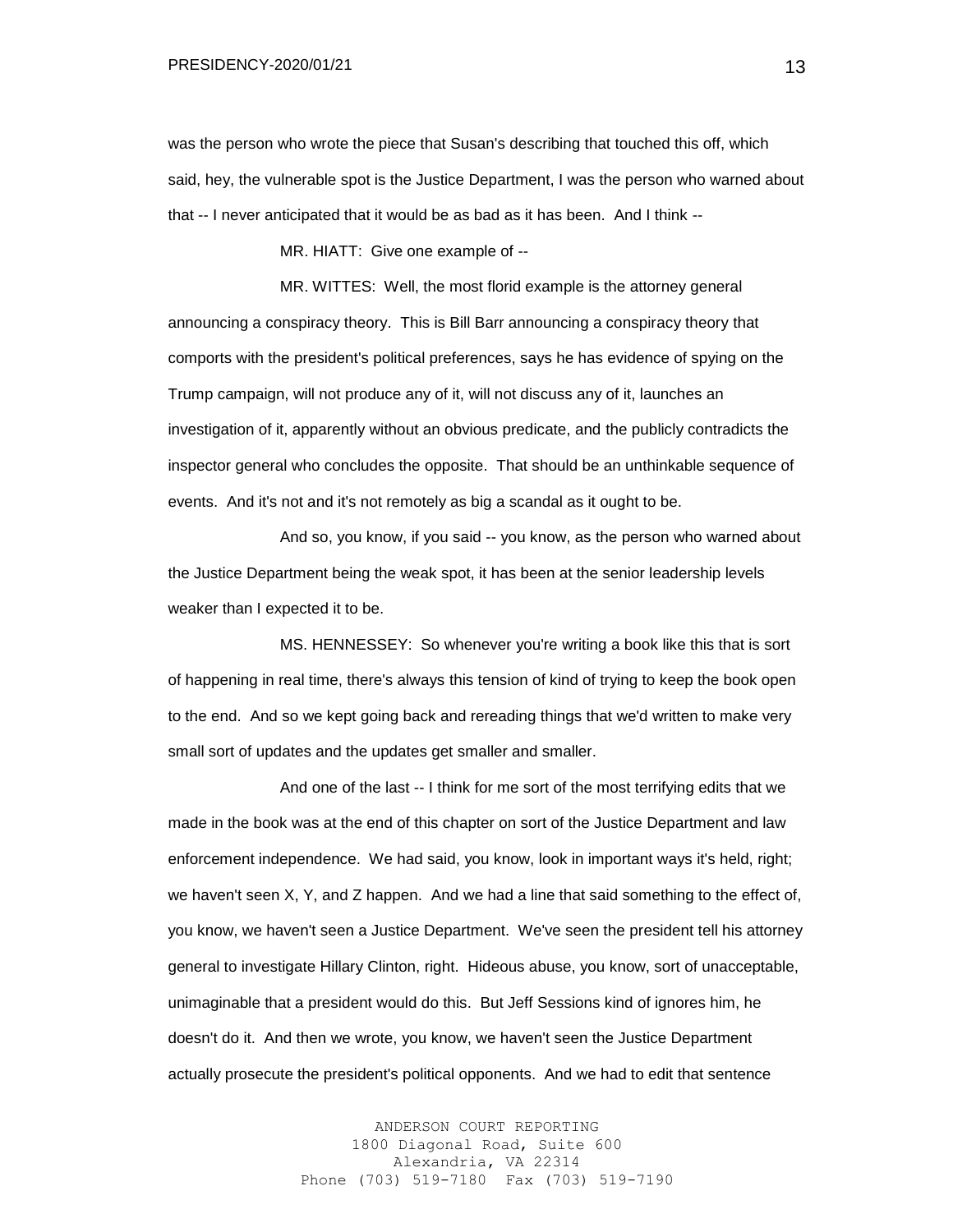was the person who wrote the piece that Susan's describing that touched this off, which said, hey, the vulnerable spot is the Justice Department, I was the person who warned about that -- I never anticipated that it would be as bad as it has been. And I think --

MR. HIATT: Give one example of --

MR. WITTES: Well, the most florid example is the attorney general announcing a conspiracy theory. This is Bill Barr announcing a conspiracy theory that comports with the president's political preferences, says he has evidence of spying on the Trump campaign, will not produce any of it, will not discuss any of it, launches an investigation of it, apparently without an obvious predicate, and the publicly contradicts the inspector general who concludes the opposite. That should be an unthinkable sequence of events. And it's not and it's not remotely as big a scandal as it ought to be.

And so, you know, if you said -- you know, as the person who warned about the Justice Department being the weak spot, it has been at the senior leadership levels weaker than I expected it to be.

MS. HENNESSEY: So whenever you're writing a book like this that is sort of happening in real time, there's always this tension of kind of trying to keep the book open to the end. And so we kept going back and rereading things that we'd written to make very small sort of updates and the updates get smaller and smaller.

And one of the last -- I think for me sort of the most terrifying edits that we made in the book was at the end of this chapter on sort of the Justice Department and law enforcement independence. We had said, you know, look in important ways it's held, right; we haven't seen X, Y, and Z happen. And we had a line that said something to the effect of, you know, we haven't seen a Justice Department. We've seen the president tell his attorney general to investigate Hillary Clinton, right. Hideous abuse, you know, sort of unacceptable, unimaginable that a president would do this. But Jeff Sessions kind of ignores him, he doesn't do it. And then we wrote, you know, we haven't seen the Justice Department actually prosecute the president's political opponents. And we had to edit that sentence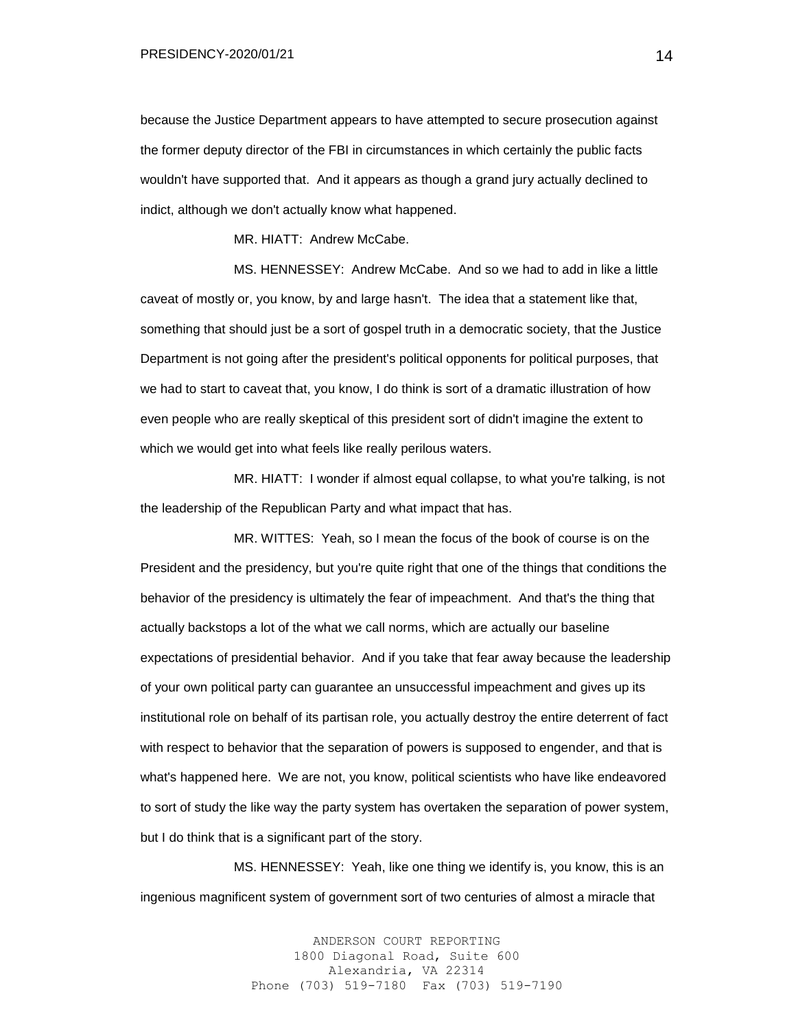because the Justice Department appears to have attempted to secure prosecution against the former deputy director of the FBI in circumstances in which certainly the public facts wouldn't have supported that. And it appears as though a grand jury actually declined to indict, although we don't actually know what happened.

MR. HIATT: Andrew McCabe.

MS. HENNESSEY: Andrew McCabe. And so we had to add in like a little caveat of mostly or, you know, by and large hasn't. The idea that a statement like that, something that should just be a sort of gospel truth in a democratic society, that the Justice Department is not going after the president's political opponents for political purposes, that we had to start to caveat that, you know, I do think is sort of a dramatic illustration of how even people who are really skeptical of this president sort of didn't imagine the extent to which we would get into what feels like really perilous waters.

MR. HIATT: I wonder if almost equal collapse, to what you're talking, is not the leadership of the Republican Party and what impact that has.

MR. WITTES: Yeah, so I mean the focus of the book of course is on the President and the presidency, but you're quite right that one of the things that conditions the behavior of the presidency is ultimately the fear of impeachment. And that's the thing that actually backstops a lot of the what we call norms, which are actually our baseline expectations of presidential behavior. And if you take that fear away because the leadership of your own political party can guarantee an unsuccessful impeachment and gives up its institutional role on behalf of its partisan role, you actually destroy the entire deterrent of fact with respect to behavior that the separation of powers is supposed to engender, and that is what's happened here. We are not, you know, political scientists who have like endeavored to sort of study the like way the party system has overtaken the separation of power system, but I do think that is a significant part of the story.

MS. HENNESSEY: Yeah, like one thing we identify is, you know, this is an ingenious magnificent system of government sort of two centuries of almost a miracle that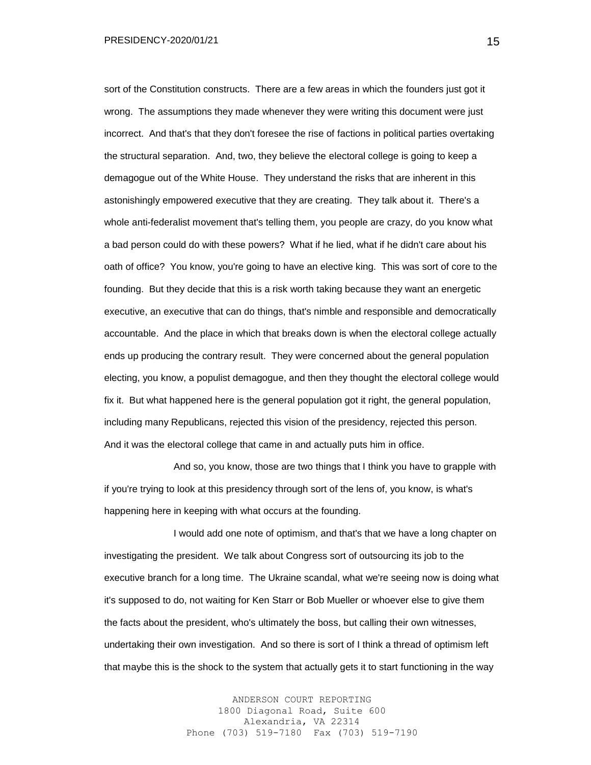sort of the Constitution constructs. There are a few areas in which the founders just got it wrong. The assumptions they made whenever they were writing this document were just incorrect. And that's that they don't foresee the rise of factions in political parties overtaking the structural separation. And, two, they believe the electoral college is going to keep a demagogue out of the White House. They understand the risks that are inherent in this astonishingly empowered executive that they are creating. They talk about it. There's a whole anti-federalist movement that's telling them, you people are crazy, do you know what a bad person could do with these powers? What if he lied, what if he didn't care about his oath of office? You know, you're going to have an elective king. This was sort of core to the founding. But they decide that this is a risk worth taking because they want an energetic executive, an executive that can do things, that's nimble and responsible and democratically accountable. And the place in which that breaks down is when the electoral college actually ends up producing the contrary result. They were concerned about the general population electing, you know, a populist demagogue, and then they thought the electoral college would fix it. But what happened here is the general population got it right, the general population, including many Republicans, rejected this vision of the presidency, rejected this person. And it was the electoral college that came in and actually puts him in office.

And so, you know, those are two things that I think you have to grapple with if you're trying to look at this presidency through sort of the lens of, you know, is what's happening here in keeping with what occurs at the founding.

I would add one note of optimism, and that's that we have a long chapter on investigating the president. We talk about Congress sort of outsourcing its job to the executive branch for a long time. The Ukraine scandal, what we're seeing now is doing what it's supposed to do, not waiting for Ken Starr or Bob Mueller or whoever else to give them the facts about the president, who's ultimately the boss, but calling their own witnesses, undertaking their own investigation. And so there is sort of I think a thread of optimism left that maybe this is the shock to the system that actually gets it to start functioning in the way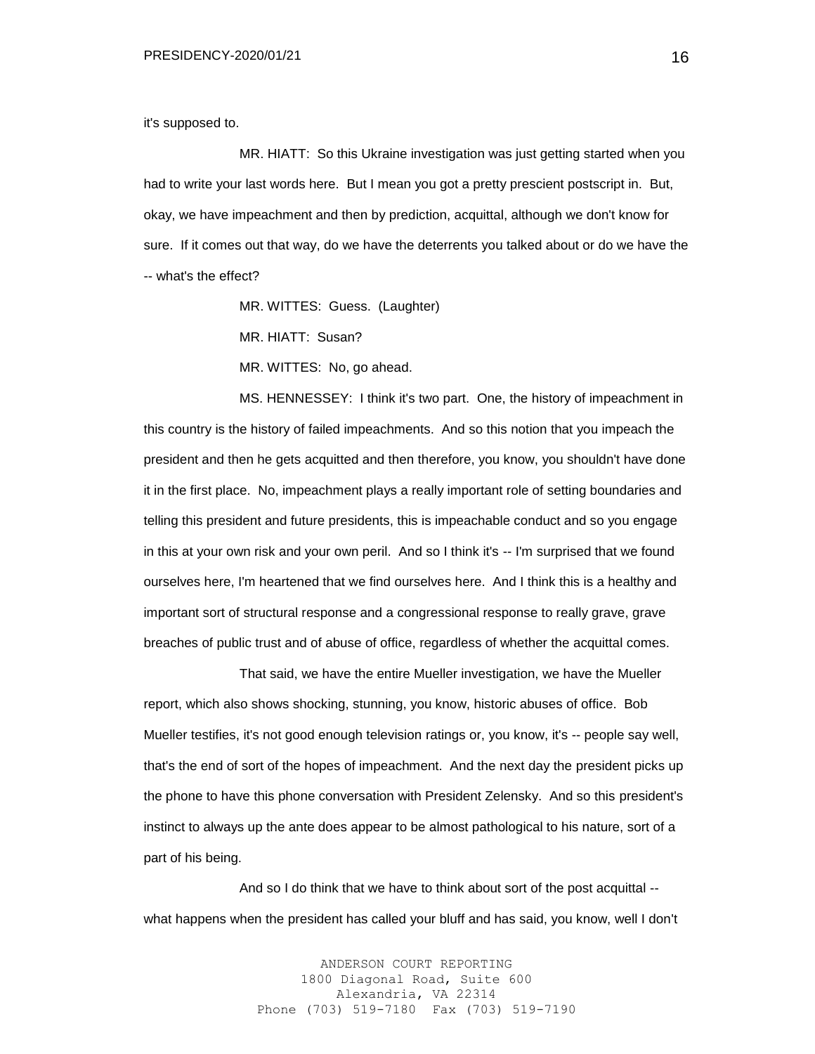it's supposed to.

MR. HIATT: So this Ukraine investigation was just getting started when you had to write your last words here. But I mean you got a pretty prescient postscript in. But, okay, we have impeachment and then by prediction, acquittal, although we don't know for sure. If it comes out that way, do we have the deterrents you talked about or do we have the -- what's the effect?

MR. WITTES: Guess. (Laughter)

MR. HIATT: Susan?

MR. WITTES: No, go ahead.

MS. HENNESSEY: I think it's two part. One, the history of impeachment in this country is the history of failed impeachments. And so this notion that you impeach the president and then he gets acquitted and then therefore, you know, you shouldn't have done it in the first place. No, impeachment plays a really important role of setting boundaries and telling this president and future presidents, this is impeachable conduct and so you engage in this at your own risk and your own peril. And so I think it's -- I'm surprised that we found ourselves here, I'm heartened that we find ourselves here. And I think this is a healthy and important sort of structural response and a congressional response to really grave, grave breaches of public trust and of abuse of office, regardless of whether the acquittal comes.

That said, we have the entire Mueller investigation, we have the Mueller report, which also shows shocking, stunning, you know, historic abuses of office. Bob Mueller testifies, it's not good enough television ratings or, you know, it's -- people say well, that's the end of sort of the hopes of impeachment. And the next day the president picks up the phone to have this phone conversation with President Zelensky. And so this president's instinct to always up the ante does appear to be almost pathological to his nature, sort of a part of his being.

And so I do think that we have to think about sort of the post acquittal -- what happens when the president has called your bluff and has said, you know, well I don't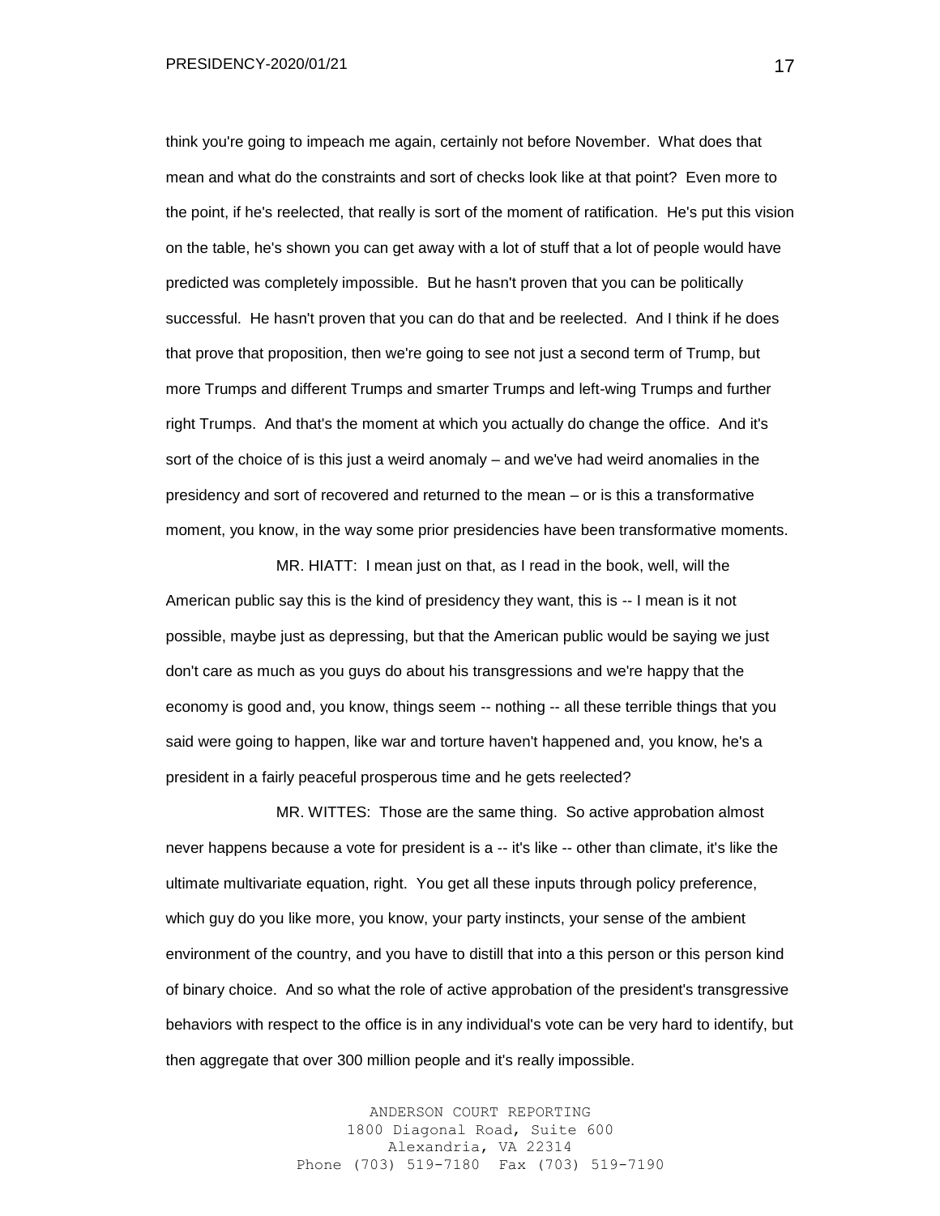think you're going to impeach me again, certainly not before November. What does that mean and what do the constraints and sort of checks look like at that point? Even more to the point, if he's reelected, that really is sort of the moment of ratification. He's put this vision on the table, he's shown you can get away with a lot of stuff that a lot of people would have predicted was completely impossible. But he hasn't proven that you can be politically successful. He hasn't proven that you can do that and be reelected. And I think if he does that prove that proposition, then we're going to see not just a second term of Trump, but more Trumps and different Trumps and smarter Trumps and left-wing Trumps and further right Trumps. And that's the moment at which you actually do change the office. And it's sort of the choice of is this just a weird anomaly – and we've had weird anomalies in the presidency and sort of recovered and returned to the mean – or is this a transformative moment, you know, in the way some prior presidencies have been transformative moments.

MR. HIATT: I mean just on that, as I read in the book, well, will the American public say this is the kind of presidency they want, this is -- I mean is it not possible, maybe just as depressing, but that the American public would be saying we just don't care as much as you guys do about his transgressions and we're happy that the economy is good and, you know, things seem -- nothing -- all these terrible things that you said were going to happen, like war and torture haven't happened and, you know, he's a president in a fairly peaceful prosperous time and he gets reelected?

MR. WITTES: Those are the same thing. So active approbation almost never happens because a vote for president is a -- it's like -- other than climate, it's like the ultimate multivariate equation, right. You get all these inputs through policy preference, which guy do you like more, you know, your party instincts, your sense of the ambient environment of the country, and you have to distill that into a this person or this person kind of binary choice. And so what the role of active approbation of the president's transgressive behaviors with respect to the office is in any individual's vote can be very hard to identify, but then aggregate that over 300 million people and it's really impossible.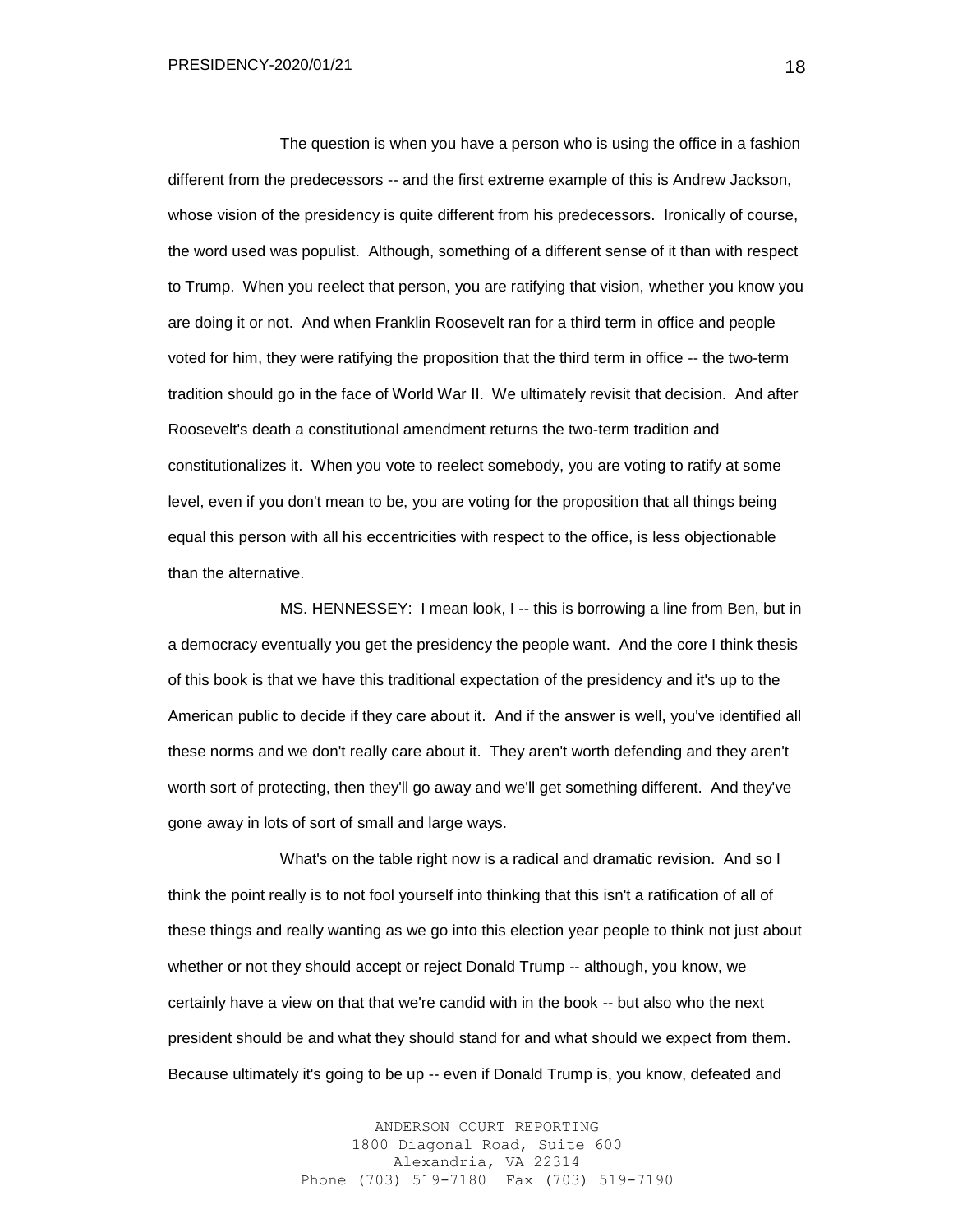The question is when you have a person who is using the office in a fashion different from the predecessors -- and the first extreme example of this is Andrew Jackson, whose vision of the presidency is quite different from his predecessors. Ironically of course, the word used was populist. Although, something of a different sense of it than with respect to Trump. When you reelect that person, you are ratifying that vision, whether you know you are doing it or not. And when Franklin Roosevelt ran for a third term in office and people voted for him, they were ratifying the proposition that the third term in office -- the two-term tradition should go in the face of World War II. We ultimately revisit that decision. And after Roosevelt's death a constitutional amendment returns the two-term tradition and constitutionalizes it. When you vote to reelect somebody, you are voting to ratify at some level, even if you don't mean to be, you are voting for the proposition that all things being equal this person with all his eccentricities with respect to the office, is less objectionable than the alternative.

MS. HENNESSEY: I mean look, I -- this is borrowing a line from Ben, but in a democracy eventually you get the presidency the people want. And the core I think thesis of this book is that we have this traditional expectation of the presidency and it's up to the American public to decide if they care about it. And if the answer is well, you've identified all these norms and we don't really care about it. They aren't worth defending and they aren't worth sort of protecting, then they'll go away and we'll get something different. And they've gone away in lots of sort of small and large ways.

What's on the table right now is a radical and dramatic revision. And so I think the point really is to not fool yourself into thinking that this isn't a ratification of all of these things and really wanting as we go into this election year people to think not just about whether or not they should accept or reject Donald Trump -- although, you know, we certainly have a view on that that we're candid with in the book -- but also who the next president should be and what they should stand for and what should we expect from them. Because ultimately it's going to be up -- even if Donald Trump is, you know, defeated and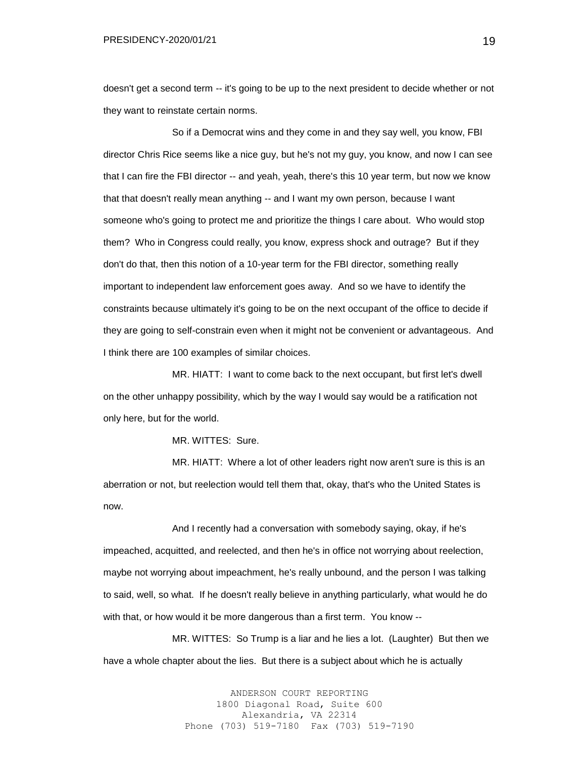doesn't get a second term -- it's going to be up to the next president to decide whether or not they want to reinstate certain norms.

So if a Democrat wins and they come in and they say well, you know, FBI director Chris Rice seems like a nice guy, but he's not my guy, you know, and now I can see that I can fire the FBI director -- and yeah, yeah, there's this 10 year term, but now we know that that doesn't really mean anything -- and I want my own person, because I want someone who's going to protect me and prioritize the things I care about. Who would stop them? Who in Congress could really, you know, express shock and outrage? But if they don't do that, then this notion of a 10-year term for the FBI director, something really important to independent law enforcement goes away. And so we have to identify the constraints because ultimately it's going to be on the next occupant of the office to decide if they are going to self-constrain even when it might not be convenient or advantageous. And I think there are 100 examples of similar choices.

MR. HIATT: I want to come back to the next occupant, but first let's dwell on the other unhappy possibility, which by the way I would say would be a ratification not only here, but for the world.

MR. WITTES: Sure.

MR. HIATT: Where a lot of other leaders right now aren't sure is this is an aberration or not, but reelection would tell them that, okay, that's who the United States is now.

And I recently had a conversation with somebody saying, okay, if he's impeached, acquitted, and reelected, and then he's in office not worrying about reelection, maybe not worrying about impeachment, he's really unbound, and the person I was talking to said, well, so what. If he doesn't really believe in anything particularly, what would he do with that, or how would it be more dangerous than a first term. You know --

MR. WITTES: So Trump is a liar and he lies a lot. (Laughter) But then we have a whole chapter about the lies. But there is a subject about which he is actually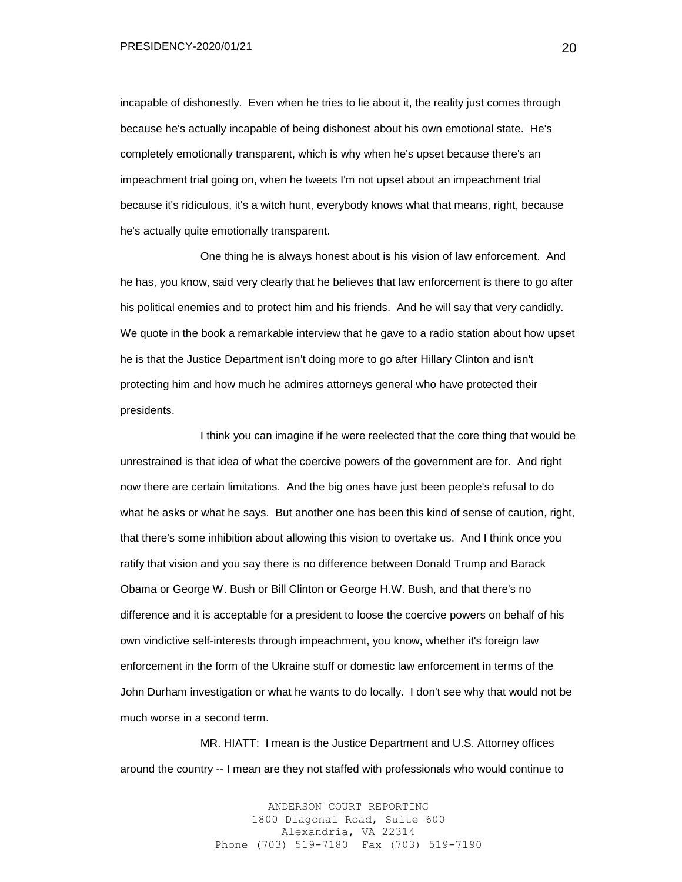incapable of dishonestly. Even when he tries to lie about it, the reality just comes through because he's actually incapable of being dishonest about his own emotional state. He's completely emotionally transparent, which is why when he's upset because there's an impeachment trial going on, when he tweets I'm not upset about an impeachment trial because it's ridiculous, it's a witch hunt, everybody knows what that means, right, because he's actually quite emotionally transparent.

One thing he is always honest about is his vision of law enforcement. And he has, you know, said very clearly that he believes that law enforcement is there to go after his political enemies and to protect him and his friends. And he will say that very candidly. We quote in the book a remarkable interview that he gave to a radio station about how upset he is that the Justice Department isn't doing more to go after Hillary Clinton and isn't protecting him and how much he admires attorneys general who have protected their presidents.

I think you can imagine if he were reelected that the core thing that would be unrestrained is that idea of what the coercive powers of the government are for. And right now there are certain limitations. And the big ones have just been people's refusal to do what he asks or what he says. But another one has been this kind of sense of caution, right, that there's some inhibition about allowing this vision to overtake us. And I think once you ratify that vision and you say there is no difference between Donald Trump and Barack Obama or George W. Bush or Bill Clinton or George H.W. Bush, and that there's no difference and it is acceptable for a president to loose the coercive powers on behalf of his own vindictive self-interests through impeachment, you know, whether it's foreign law enforcement in the form of the Ukraine stuff or domestic law enforcement in terms of the John Durham investigation or what he wants to do locally. I don't see why that would not be much worse in a second term.

MR. HIATT: I mean is the Justice Department and U.S. Attorney offices around the country -- I mean are they not staffed with professionals who would continue to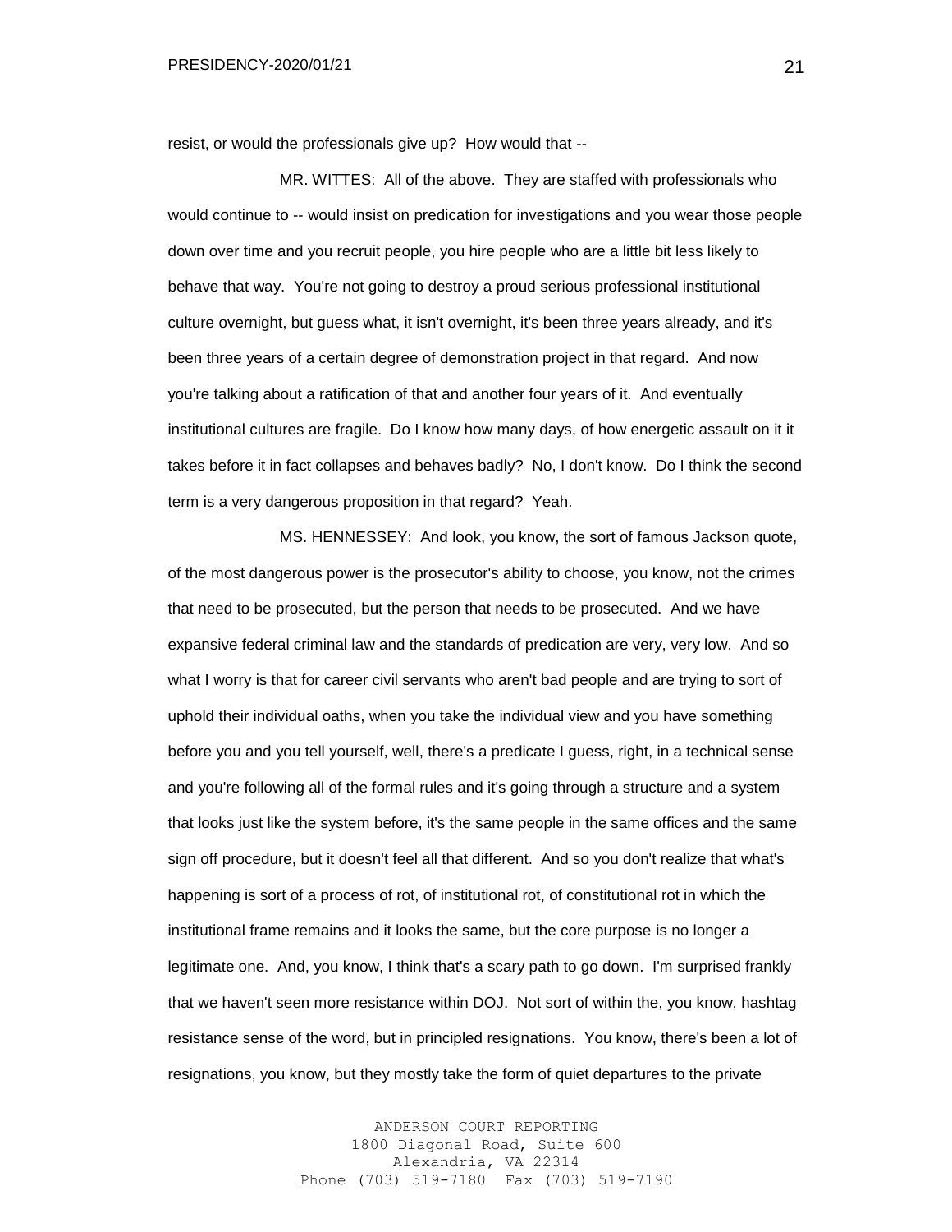resist, or would the professionals give up? How would that --

MR. WITTES: All of the above. They are staffed with professionals who would continue to -- would insist on predication for investigations and you wear those people down over time and you recruit people, you hire people who are a little bit less likely to behave that way. You're not going to destroy a proud serious professional institutional culture overnight, but guess what, it isn't overnight, it's been three years already, and it's been three years of a certain degree of demonstration project in that regard. And now you're talking about a ratification of that and another four years of it. And eventually institutional cultures are fragile. Do I know how many days, of how energetic assault on it it takes before it in fact collapses and behaves badly? No, I don't know. Do I think the second term is a very dangerous proposition in that regard? Yeah.

MS. HENNESSEY: And look, you know, the sort of famous Jackson quote, of the most dangerous power is the prosecutor's ability to choose, you know, not the crimes that need to be prosecuted, but the person that needs to be prosecuted. And we have expansive federal criminal law and the standards of predication are very, very low. And so what I worry is that for career civil servants who aren't bad people and are trying to sort of uphold their individual oaths, when you take the individual view and you have something before you and you tell yourself, well, there's a predicate I guess, right, in a technical sense and you're following all of the formal rules and it's going through a structure and a system that looks just like the system before, it's the same people in the same offices and the same sign off procedure, but it doesn't feel all that different. And so you don't realize that what's happening is sort of a process of rot, of institutional rot, of constitutional rot in which the institutional frame remains and it looks the same, but the core purpose is no longer a legitimate one. And, you know, I think that's a scary path to go down. I'm surprised frankly that we haven't seen more resistance within DOJ. Not sort of within the, you know, hashtag resistance sense of the word, but in principled resignations. You know, there's been a lot of resignations, you know, but they mostly take the form of quiet departures to the private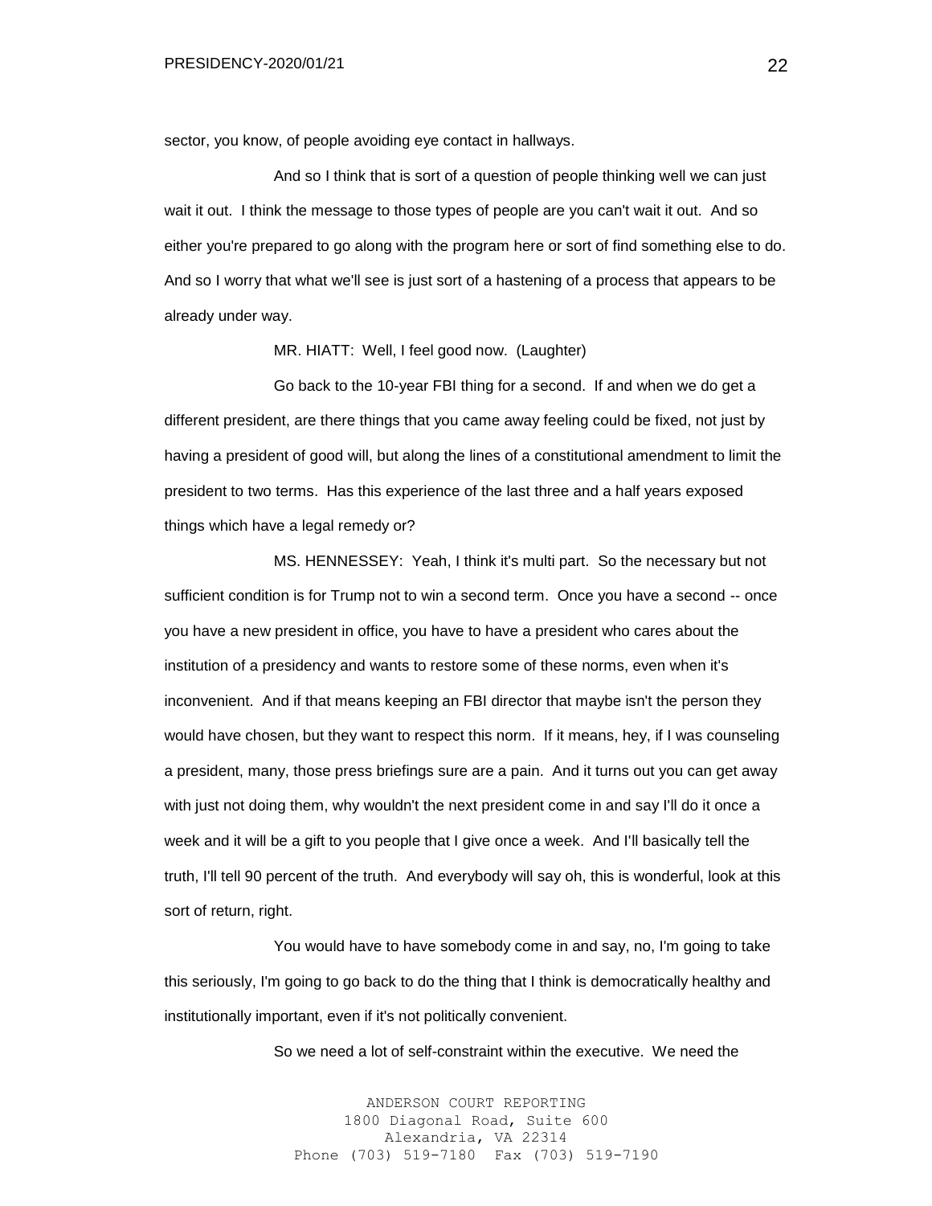sector, you know, of people avoiding eye contact in hallways.

And so I think that is sort of a question of people thinking well we can just wait it out. I think the message to those types of people are you can't wait it out. And so either you're prepared to go along with the program here or sort of find something else to do. And so I worry that what we'll see is just sort of a hastening of a process that appears to be already under way.

MR. HIATT: Well, I feel good now. (Laughter)

Go back to the 10-year FBI thing for a second. If and when we do get a different president, are there things that you came away feeling could be fixed, not just by having a president of good will, but along the lines of a constitutional amendment to limit the president to two terms. Has this experience of the last three and a half years exposed things which have a legal remedy or?

MS. HENNESSEY: Yeah, I think it's multi part. So the necessary but not sufficient condition is for Trump not to win a second term. Once you have a second -- once you have a new president in office, you have to have a president who cares about the institution of a presidency and wants to restore some of these norms, even when it's inconvenient. And if that means keeping an FBI director that maybe isn't the person they would have chosen, but they want to respect this norm. If it means, hey, if I was counseling a president, many, those press briefings sure are a pain. And it turns out you can get away with just not doing them, why wouldn't the next president come in and say I'll do it once a week and it will be a gift to you people that I give once a week. And I'll basically tell the truth, I'll tell 90 percent of the truth. And everybody will say oh, this is wonderful, look at this sort of return, right.

You would have to have somebody come in and say, no, I'm going to take this seriously, I'm going to go back to do the thing that I think is democratically healthy and institutionally important, even if it's not politically convenient.

So we need a lot of self-constraint within the executive. We need the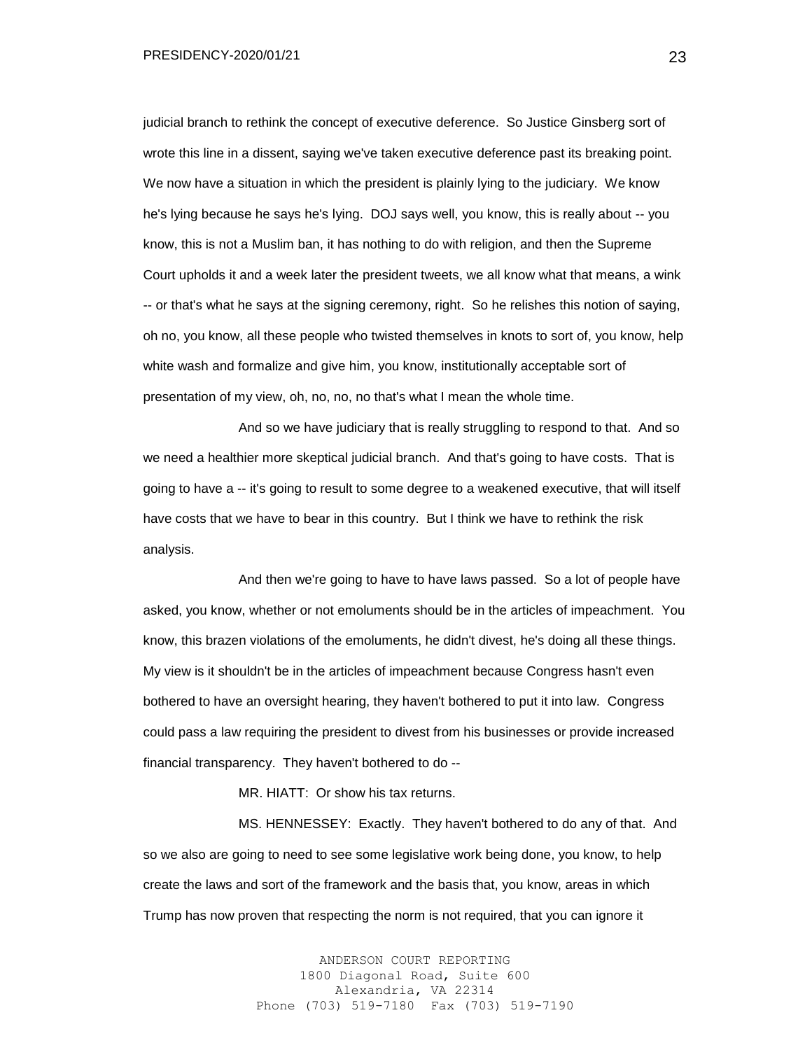judicial branch to rethink the concept of executive deference. So Justice Ginsberg sort of wrote this line in a dissent, saying we've taken executive deference past its breaking point. We now have a situation in which the president is plainly lying to the judiciary. We know he's lying because he says he's lying. DOJ says well, you know, this is really about -- you know, this is not a Muslim ban, it has nothing to do with religion, and then the Supreme Court upholds it and a week later the president tweets, we all know what that means, a wink -- or that's what he says at the signing ceremony, right. So he relishes this notion of saying, oh no, you know, all these people who twisted themselves in knots to sort of, you know, help white wash and formalize and give him, you know, institutionally acceptable sort of presentation of my view, oh, no, no, no that's what I mean the whole time.

And so we have judiciary that is really struggling to respond to that. And so we need a healthier more skeptical judicial branch. And that's going to have costs. That is going to have a -- it's going to result to some degree to a weakened executive, that will itself have costs that we have to bear in this country. But I think we have to rethink the risk analysis.

And then we're going to have to have laws passed. So a lot of people have asked, you know, whether or not emoluments should be in the articles of impeachment. You know, this brazen violations of the emoluments, he didn't divest, he's doing all these things. My view is it shouldn't be in the articles of impeachment because Congress hasn't even bothered to have an oversight hearing, they haven't bothered to put it into law. Congress could pass a law requiring the president to divest from his businesses or provide increased financial transparency. They haven't bothered to do --

MR. HIATT: Or show his tax returns.

MS. HENNESSEY: Exactly. They haven't bothered to do any of that. And so we also are going to need to see some legislative work being done, you know, to help create the laws and sort of the framework and the basis that, you know, areas in which Trump has now proven that respecting the norm is not required, that you can ignore it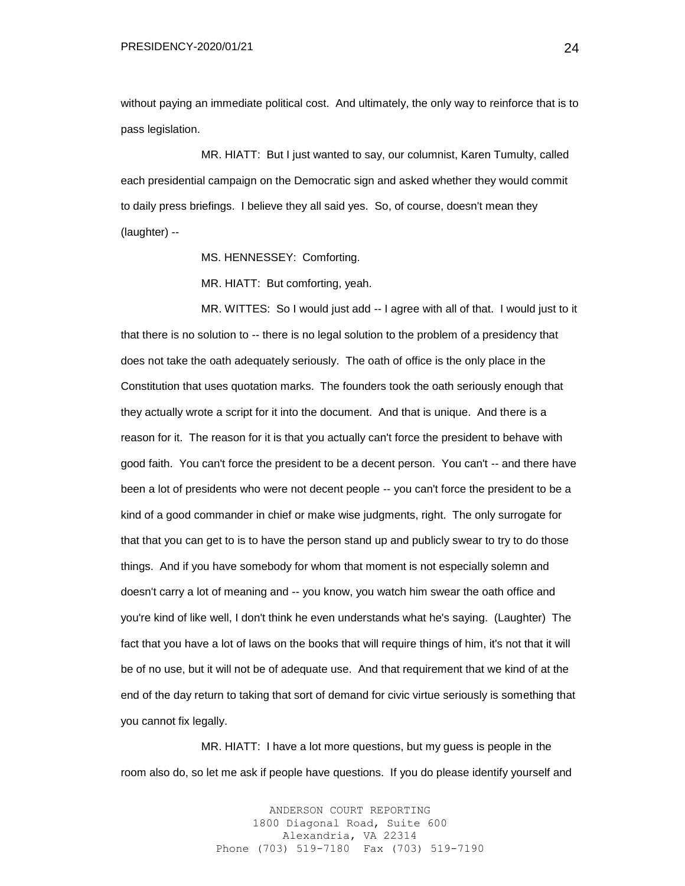without paying an immediate political cost. And ultimately, the only way to reinforce that is to pass legislation.

MR. HIATT: But I just wanted to say, our columnist, Karen Tumulty, called each presidential campaign on the Democratic sign and asked whether they would commit to daily press briefings. I believe they all said yes. So, of course, doesn't mean they (laughter) --

MS. HENNESSEY: Comforting.

MR. HIATT: But comforting, yeah.

MR. WITTES: So I would just add -- I agree with all of that. I would just to it that there is no solution to -- there is no legal solution to the problem of a presidency that does not take the oath adequately seriously. The oath of office is the only place in the Constitution that uses quotation marks. The founders took the oath seriously enough that they actually wrote a script for it into the document. And that is unique. And there is a reason for it. The reason for it is that you actually can't force the president to behave with good faith. You can't force the president to be a decent person. You can't -- and there have been a lot of presidents who were not decent people -- you can't force the president to be a kind of a good commander in chief or make wise judgments, right. The only surrogate for that that you can get to is to have the person stand up and publicly swear to try to do those things. And if you have somebody for whom that moment is not especially solemn and doesn't carry a lot of meaning and -- you know, you watch him swear the oath office and you're kind of like well, I don't think he even understands what he's saying. (Laughter) The fact that you have a lot of laws on the books that will require things of him, it's not that it will be of no use, but it will not be of adequate use. And that requirement that we kind of at the end of the day return to taking that sort of demand for civic virtue seriously is something that you cannot fix legally.

MR. HIATT: I have a lot more questions, but my guess is people in the room also do, so let me ask if people have questions. If you do please identify yourself and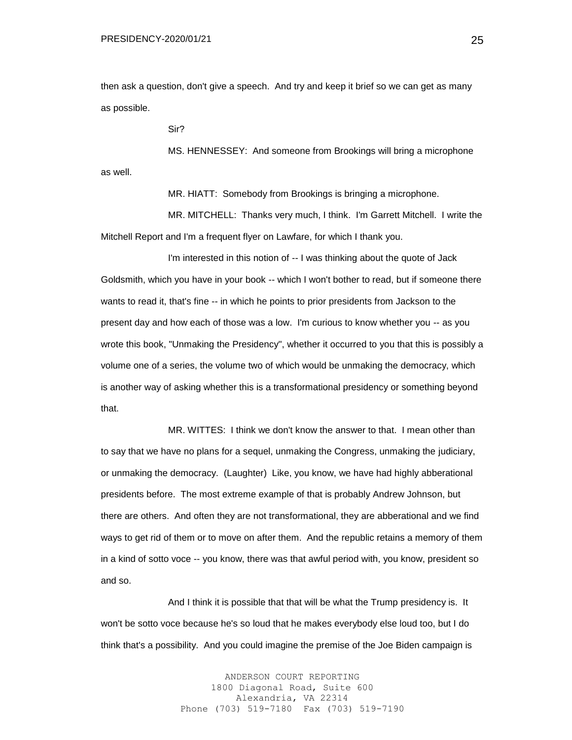then ask a question, don't give a speech. And try and keep it brief so we can get as many as possible.

Sir?

MS. HENNESSEY: And someone from Brookings will bring a microphone as well.

MR. HIATT: Somebody from Brookings is bringing a microphone.

MR. MITCHELL: Thanks very much, I think. I'm Garrett Mitchell. I write the Mitchell Report and I'm a frequent flyer on Lawfare, for which I thank you.

I'm interested in this notion of -- I was thinking about the quote of Jack Goldsmith, which you have in your book -- which I won't bother to read, but if someone there wants to read it, that's fine -- in which he points to prior presidents from Jackson to the present day and how each of those was a low. I'm curious to know whether you -- as you wrote this book, "Unmaking the Presidency", whether it occurred to you that this is possibly a volume one of a series, the volume two of which would be unmaking the democracy, which is another way of asking whether this is a transformational presidency or something beyond that.

MR. WITTES: I think we don't know the answer to that. I mean other than to say that we have no plans for a sequel, unmaking the Congress, unmaking the judiciary, or unmaking the democracy. (Laughter) Like, you know, we have had highly abberational presidents before. The most extreme example of that is probably Andrew Johnson, but there are others. And often they are not transformational, they are abberational and we find ways to get rid of them or to move on after them. And the republic retains a memory of them in a kind of sotto voce -- you know, there was that awful period with, you know, president so and so.

And I think it is possible that that will be what the Trump presidency is. It won't be sotto voce because he's so loud that he makes everybody else loud too, but I do think that's a possibility. And you could imagine the premise of the Joe Biden campaign is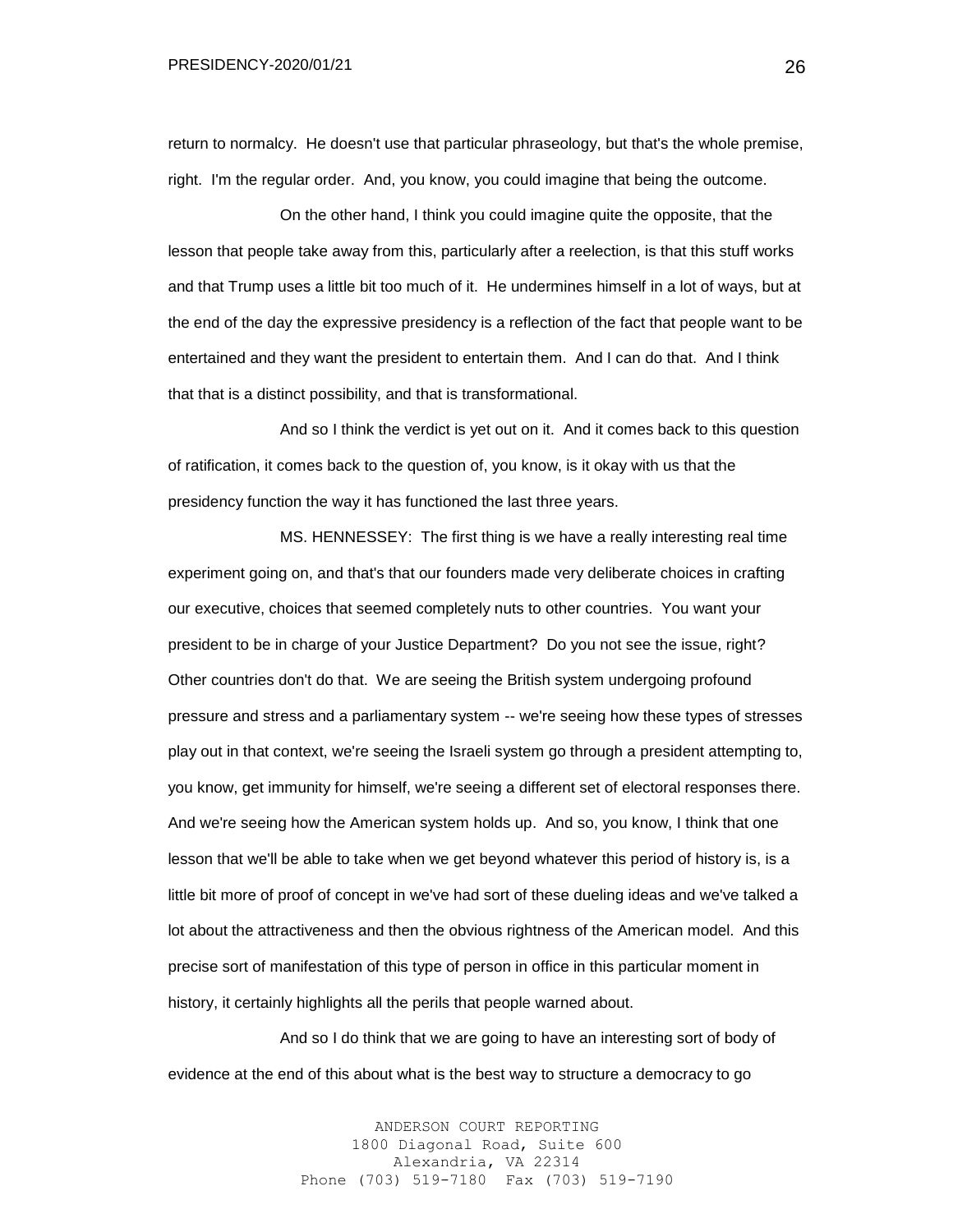return to normalcy. He doesn't use that particular phraseology, but that's the whole premise, right. I'm the regular order. And, you know, you could imagine that being the outcome.

On the other hand, I think you could imagine quite the opposite, that the lesson that people take away from this, particularly after a reelection, is that this stuff works and that Trump uses a little bit too much of it. He undermines himself in a lot of ways, but at the end of the day the expressive presidency is a reflection of the fact that people want to be entertained and they want the president to entertain them. And I can do that. And I think that that is a distinct possibility, and that is transformational.

And so I think the verdict is yet out on it. And it comes back to this question of ratification, it comes back to the question of, you know, is it okay with us that the presidency function the way it has functioned the last three years.

MS. HENNESSEY: The first thing is we have a really interesting real time experiment going on, and that's that our founders made very deliberate choices in crafting our executive, choices that seemed completely nuts to other countries. You want your president to be in charge of your Justice Department? Do you not see the issue, right? Other countries don't do that. We are seeing the British system undergoing profound pressure and stress and a parliamentary system -- we're seeing how these types of stresses play out in that context, we're seeing the Israeli system go through a president attempting to, you know, get immunity for himself, we're seeing a different set of electoral responses there. And we're seeing how the American system holds up. And so, you know, I think that one lesson that we'll be able to take when we get beyond whatever this period of history is, is a little bit more of proof of concept in we've had sort of these dueling ideas and we've talked a lot about the attractiveness and then the obvious rightness of the American model. And this precise sort of manifestation of this type of person in office in this particular moment in history, it certainly highlights all the perils that people warned about.

And so I do think that we are going to have an interesting sort of body of evidence at the end of this about what is the best way to structure a democracy to go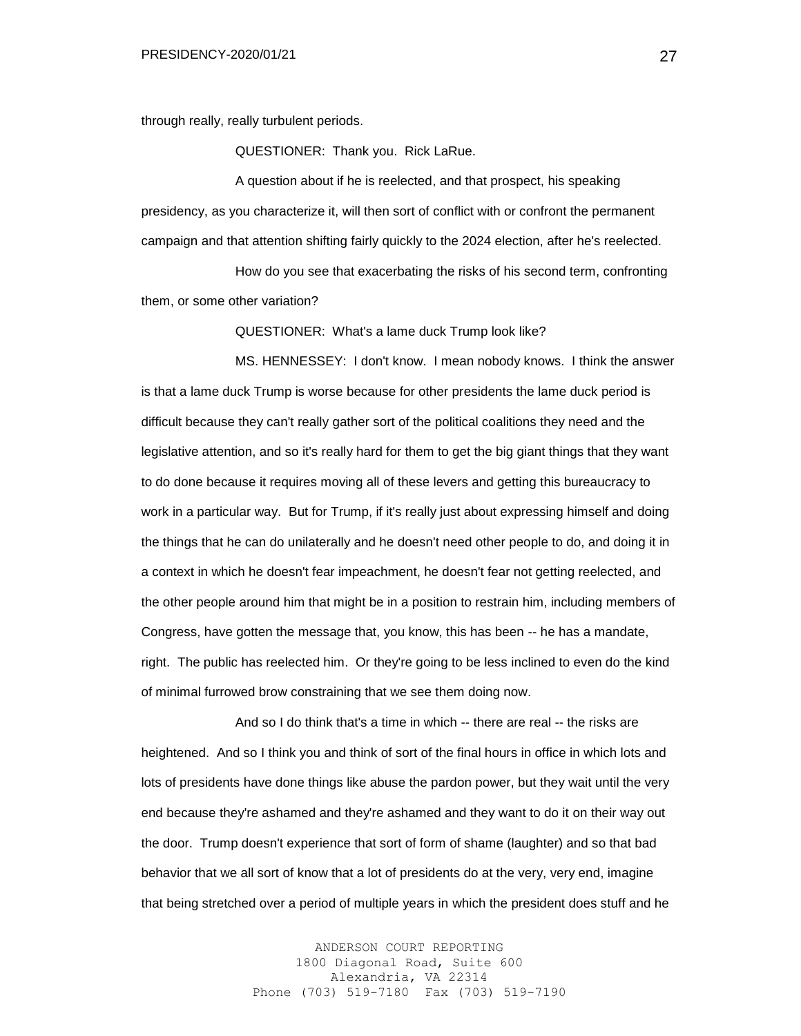through really, really turbulent periods.

QUESTIONER: Thank you. Rick LaRue.

A question about if he is reelected, and that prospect, his speaking presidency, as you characterize it, will then sort of conflict with or confront the permanent campaign and that attention shifting fairly quickly to the 2024 election, after he's reelected.

How do you see that exacerbating the risks of his second term, confronting them, or some other variation?

QUESTIONER: What's a lame duck Trump look like?

MS. HENNESSEY: I don't know. I mean nobody knows. I think the answer is that a lame duck Trump is worse because for other presidents the lame duck period is difficult because they can't really gather sort of the political coalitions they need and the legislative attention, and so it's really hard for them to get the big giant things that they want to do done because it requires moving all of these levers and getting this bureaucracy to work in a particular way. But for Trump, if it's really just about expressing himself and doing the things that he can do unilaterally and he doesn't need other people to do, and doing it in a context in which he doesn't fear impeachment, he doesn't fear not getting reelected, and the other people around him that might be in a position to restrain him, including members of Congress, have gotten the message that, you know, this has been -- he has a mandate, right. The public has reelected him. Or they're going to be less inclined to even do the kind of minimal furrowed brow constraining that we see them doing now.

And so I do think that's a time in which -- there are real -- the risks are heightened. And so I think you and think of sort of the final hours in office in which lots and lots of presidents have done things like abuse the pardon power, but they wait until the very end because they're ashamed and they're ashamed and they want to do it on their way out the door. Trump doesn't experience that sort of form of shame (laughter) and so that bad behavior that we all sort of know that a lot of presidents do at the very, very end, imagine that being stretched over a period of multiple years in which the president does stuff and he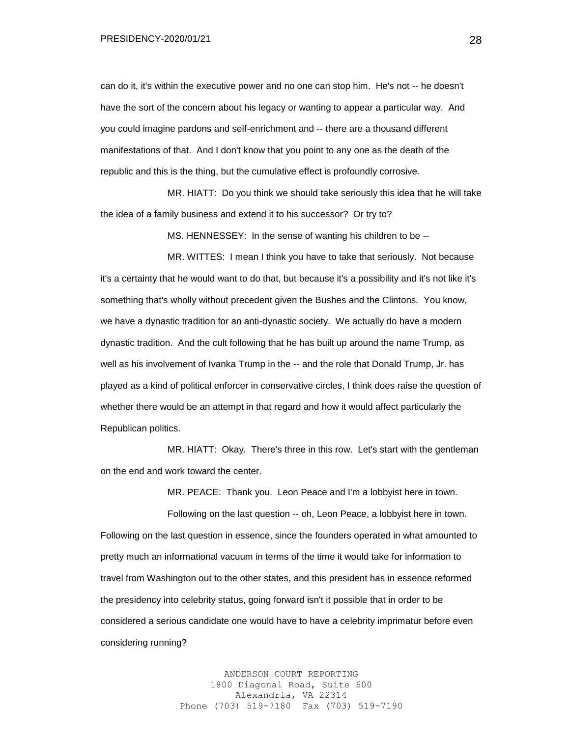can do it, it's within the executive power and no one can stop him. He's not -- he doesn't have the sort of the concern about his legacy or wanting to appear a particular way. And you could imagine pardons and self-enrichment and -- there are a thousand different manifestations of that. And I don't know that you point to any one as the death of the republic and this is the thing, but the cumulative effect is profoundly corrosive.

MR. HIATT: Do you think we should take seriously this idea that he will take the idea of a family business and extend it to his successor? Or try to?

MS. HENNESSEY: In the sense of wanting his children to be --

MR. WITTES: I mean I think you have to take that seriously. Not because it's a certainty that he would want to do that, but because it's a possibility and it's not like it's something that's wholly without precedent given the Bushes and the Clintons. You know, we have a dynastic tradition for an anti-dynastic society. We actually do have a modern dynastic tradition. And the cult following that he has built up around the name Trump, as well as his involvement of Ivanka Trump in the -- and the role that Donald Trump, Jr. has played as a kind of political enforcer in conservative circles, I think does raise the question of whether there would be an attempt in that regard and how it would affect particularly the Republican politics.

MR. HIATT: Okay. There's three in this row. Let's start with the gentleman on the end and work toward the center.

MR. PEACE: Thank you. Leon Peace and I'm a lobbyist here in town.

Following on the last question -- oh, Leon Peace, a lobbyist here in town. Following on the last question in essence, since the founders operated in what amounted to pretty much an informational vacuum in terms of the time it would take for information to travel from Washington out to the other states, and this president has in essence reformed the presidency into celebrity status, going forward isn't it possible that in order to be considered a serious candidate one would have to have a celebrity imprimatur before even considering running?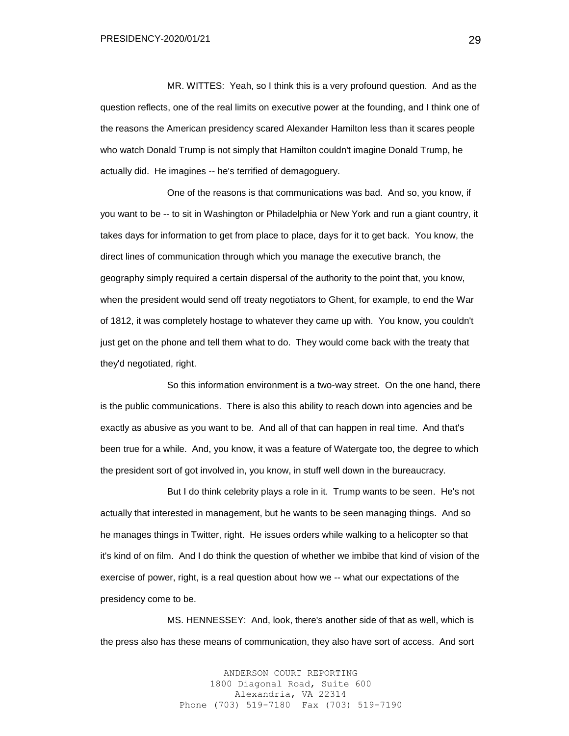MR. WITTES: Yeah, so I think this is a very profound question. And as the question reflects, one of the real limits on executive power at the founding, and I think one of the reasons the American presidency scared Alexander Hamilton less than it scares people who watch Donald Trump is not simply that Hamilton couldn't imagine Donald Trump, he actually did. He imagines -- he's terrified of demagoguery.

One of the reasons is that communications was bad. And so, you know, if you want to be -- to sit in Washington or Philadelphia or New York and run a giant country, it takes days for information to get from place to place, days for it to get back. You know, the direct lines of communication through which you manage the executive branch, the geography simply required a certain dispersal of the authority to the point that, you know, when the president would send off treaty negotiators to Ghent, for example, to end the War of 1812, it was completely hostage to whatever they came up with. You know, you couldn't just get on the phone and tell them what to do. They would come back with the treaty that they'd negotiated, right.

So this information environment is a two-way street. On the one hand, there is the public communications. There is also this ability to reach down into agencies and be exactly as abusive as you want to be. And all of that can happen in real time. And that's been true for a while. And, you know, it was a feature of Watergate too, the degree to which the president sort of got involved in, you know, in stuff well down in the bureaucracy.

But I do think celebrity plays a role in it. Trump wants to be seen. He's not actually that interested in management, but he wants to be seen managing things. And so he manages things in Twitter, right. He issues orders while walking to a helicopter so that it's kind of on film. And I do think the question of whether we imbibe that kind of vision of the exercise of power, right, is a real question about how we -- what our expectations of the presidency come to be.

MS. HENNESSEY: And, look, there's another side of that as well, which is the press also has these means of communication, they also have sort of access. And sort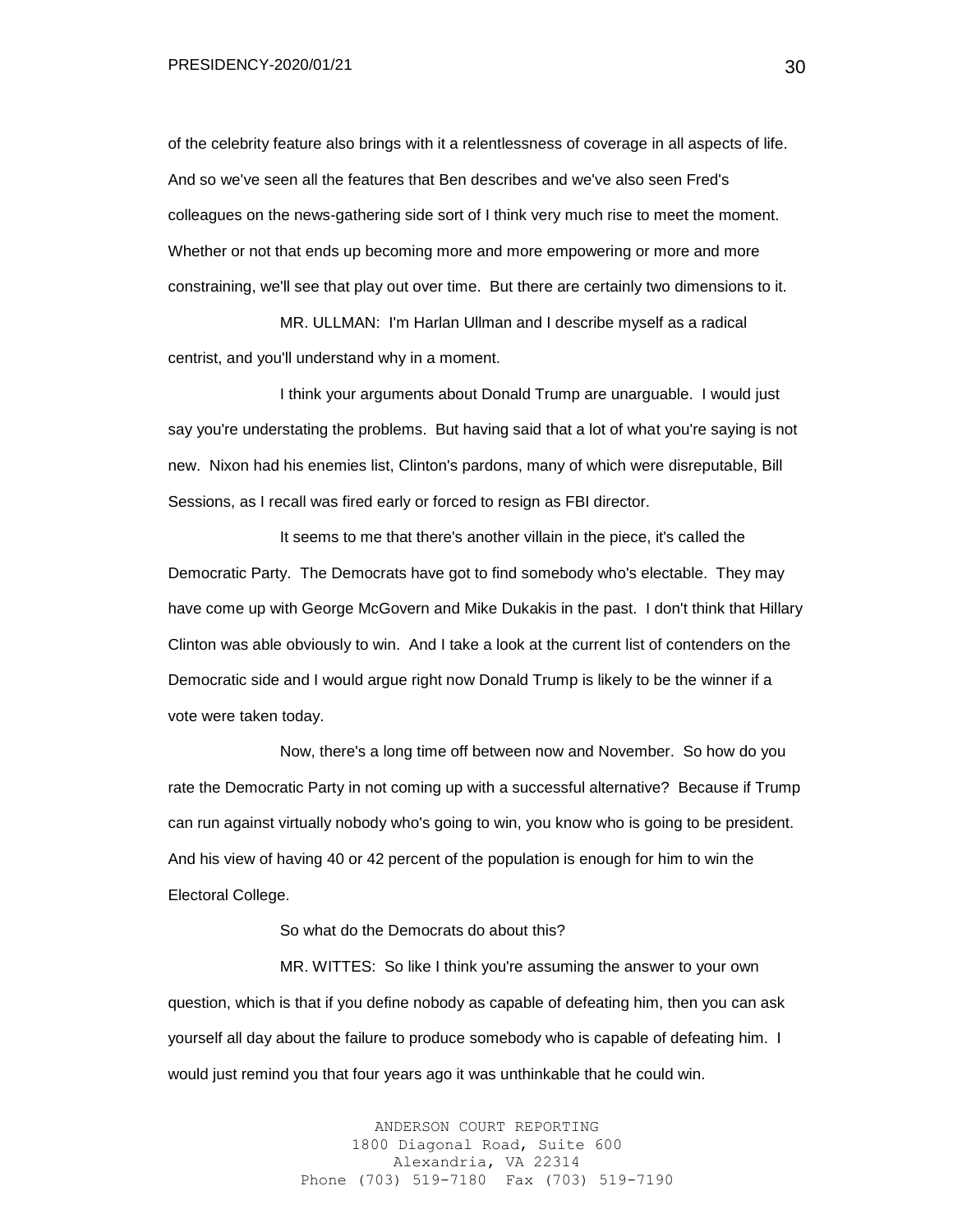of the celebrity feature also brings with it a relentlessness of coverage in all aspects of life. And so we've seen all the features that Ben describes and we've also seen Fred's colleagues on the news-gathering side sort of I think very much rise to meet the moment. Whether or not that ends up becoming more and more empowering or more and more constraining, we'll see that play out over time. But there are certainly two dimensions to it.

MR. ULLMAN: I'm Harlan Ullman and I describe myself as a radical centrist, and you'll understand why in a moment.

I think your arguments about Donald Trump are unarguable. I would just say you're understating the problems. But having said that a lot of what you're saying is not new. Nixon had his enemies list, Clinton's pardons, many of which were disreputable, Bill Sessions, as I recall was fired early or forced to resign as FBI director.

It seems to me that there's another villain in the piece, it's called the Democratic Party. The Democrats have got to find somebody who's electable. They may have come up with George McGovern and Mike Dukakis in the past. I don't think that Hillary Clinton was able obviously to win. And I take a look at the current list of contenders on the Democratic side and I would argue right now Donald Trump is likely to be the winner if a vote were taken today.

Now, there's a long time off between now and November. So how do you rate the Democratic Party in not coming up with a successful alternative? Because if Trump can run against virtually nobody who's going to win, you know who is going to be president. And his view of having 40 or 42 percent of the population is enough for him to win the Electoral College.

So what do the Democrats do about this?

MR. WITTES: So like I think you're assuming the answer to your own question, which is that if you define nobody as capable of defeating him, then you can ask yourself all day about the failure to produce somebody who is capable of defeating him. I would just remind you that four years ago it was unthinkable that he could win.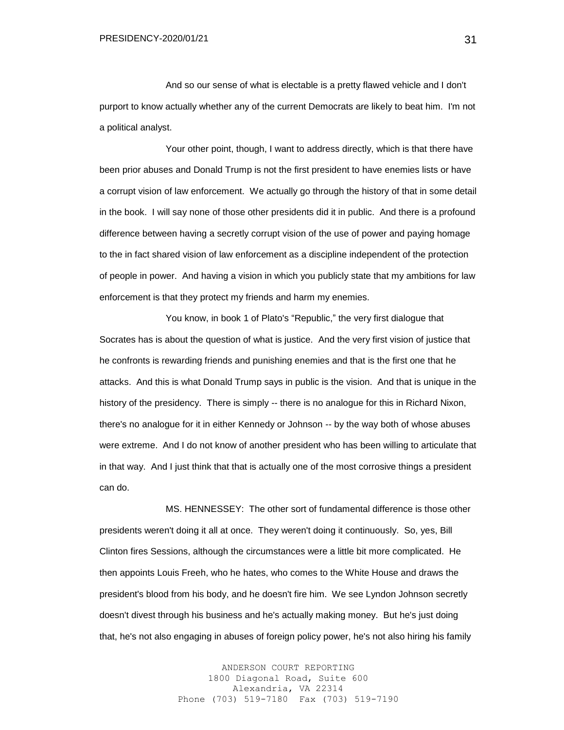And so our sense of what is electable is a pretty flawed vehicle and I don't purport to know actually whether any of the current Democrats are likely to beat him. I'm not a political analyst.

Your other point, though, I want to address directly, which is that there have been prior abuses and Donald Trump is not the first president to have enemies lists or have a corrupt vision of law enforcement. We actually go through the history of that in some detail in the book. I will say none of those other presidents did it in public. And there is a profound difference between having a secretly corrupt vision of the use of power and paying homage to the in fact shared vision of law enforcement as a discipline independent of the protection of people in power. And having a vision in which you publicly state that my ambitions for law enforcement is that they protect my friends and harm my enemies.

You know, in book 1 of Plato's "Republic," the very first dialogue that Socrates has is about the question of what is justice. And the very first vision of justice that he confronts is rewarding friends and punishing enemies and that is the first one that he attacks. And this is what Donald Trump says in public is the vision. And that is unique in the history of the presidency. There is simply -- there is no analogue for this in Richard Nixon, there's no analogue for it in either Kennedy or Johnson -- by the way both of whose abuses were extreme. And I do not know of another president who has been willing to articulate that in that way. And I just think that that is actually one of the most corrosive things a president can do.

MS. HENNESSEY: The other sort of fundamental difference is those other presidents weren't doing it all at once. They weren't doing it continuously. So, yes, Bill Clinton fires Sessions, although the circumstances were a little bit more complicated. He then appoints Louis Freeh, who he hates, who comes to the White House and draws the president's blood from his body, and he doesn't fire him. We see Lyndon Johnson secretly doesn't divest through his business and he's actually making money. But he's just doing that, he's not also engaging in abuses of foreign policy power, he's not also hiring his family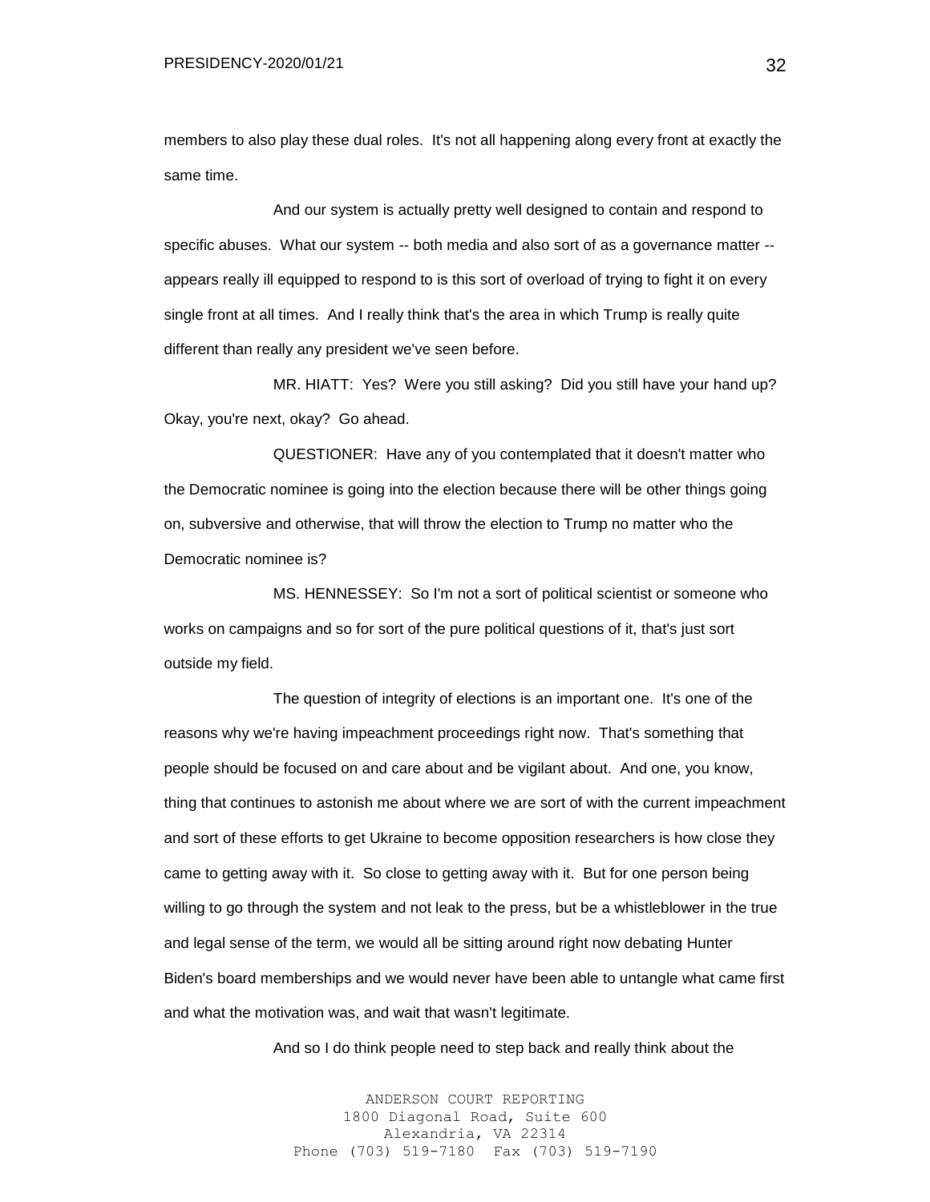members to also play these dual roles. It's not all happening along every front at exactly the same time.

And our system is actually pretty well designed to contain and respond to specific abuses. What our system -- both media and also sort of as a governance matter -- appears really ill equipped to respond to is this sort of overload of trying to fight it on every single front at all times. And I really think that's the area in which Trump is really quite different than really any president we've seen before.

MR. HIATT: Yes? Were you still asking? Did you still have your hand up? Okay, you're next, okay? Go ahead.

QUESTIONER: Have any of you contemplated that it doesn't matter who the Democratic nominee is going into the election because there will be other things going on, subversive and otherwise, that will throw the election to Trump no matter who the Democratic nominee is?

MS. HENNESSEY: So I'm not a sort of political scientist or someone who works on campaigns and so for sort of the pure political questions of it, that's just sort outside my field.

The question of integrity of elections is an important one. It's one of the reasons why we're having impeachment proceedings right now. That's something that people should be focused on and care about and be vigilant about. And one, you know, thing that continues to astonish me about where we are sort of with the current impeachment and sort of these efforts to get Ukraine to become opposition researchers is how close they came to getting away with it. So close to getting away with it. But for one person being willing to go through the system and not leak to the press, but be a whistleblower in the true and legal sense of the term, we would all be sitting around right now debating Hunter Biden's board memberships and we would never have been able to untangle what came first and what the motivation was, and wait that wasn't legitimate.

And so I do think people need to step back and really think about the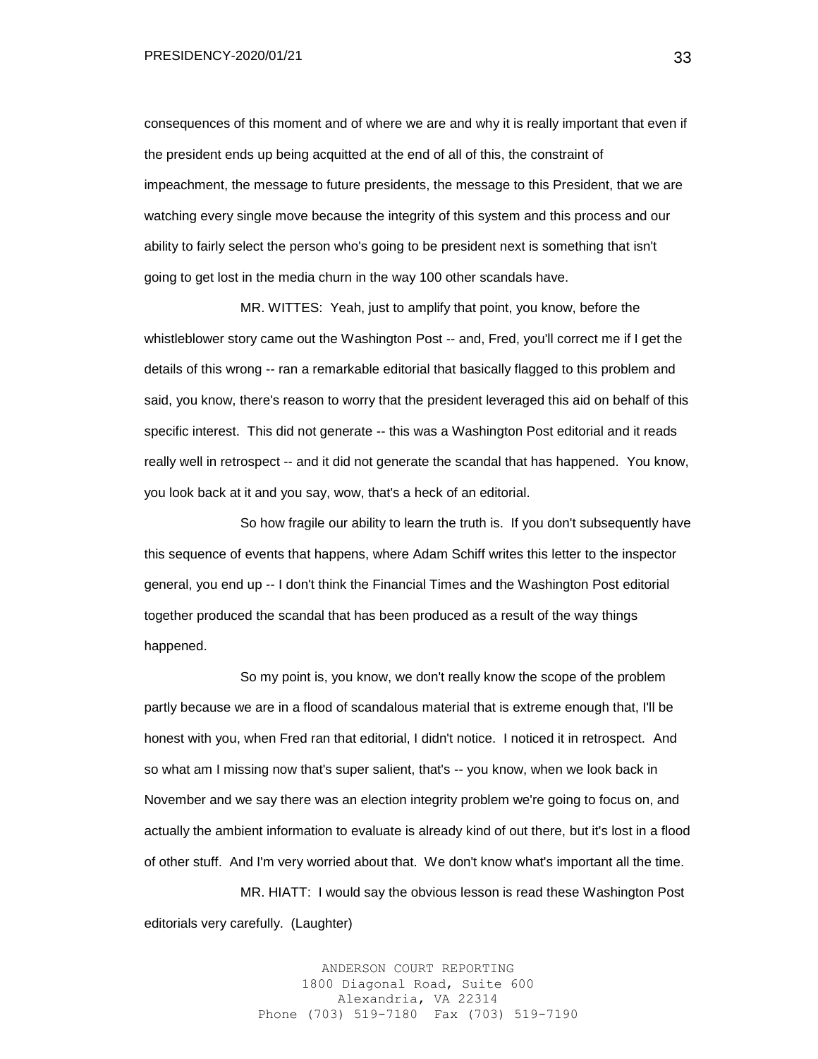consequences of this moment and of where we are and why it is really important that even if the president ends up being acquitted at the end of all of this, the constraint of impeachment, the message to future presidents, the message to this President, that we are watching every single move because the integrity of this system and this process and our ability to fairly select the person who's going to be president next is something that isn't going to get lost in the media churn in the way 100 other scandals have.

MR. WITTES: Yeah, just to amplify that point, you know, before the whistleblower story came out the Washington Post -- and, Fred, you'll correct me if I get the details of this wrong -- ran a remarkable editorial that basically flagged to this problem and said, you know, there's reason to worry that the president leveraged this aid on behalf of this specific interest. This did not generate -- this was a Washington Post editorial and it reads really well in retrospect -- and it did not generate the scandal that has happened. You know, you look back at it and you say, wow, that's a heck of an editorial.

So how fragile our ability to learn the truth is. If you don't subsequently have this sequence of events that happens, where Adam Schiff writes this letter to the inspector general, you end up -- I don't think the Financial Times and the Washington Post editorial together produced the scandal that has been produced as a result of the way things happened.

So my point is, you know, we don't really know the scope of the problem partly because we are in a flood of scandalous material that is extreme enough that, I'll be honest with you, when Fred ran that editorial, I didn't notice. I noticed it in retrospect. And so what am I missing now that's super salient, that's -- you know, when we look back in November and we say there was an election integrity problem we're going to focus on, and actually the ambient information to evaluate is already kind of out there, but it's lost in a flood of other stuff. And I'm very worried about that. We don't know what's important all the time.

MR. HIATT: I would say the obvious lesson is read these Washington Post editorials very carefully. (Laughter)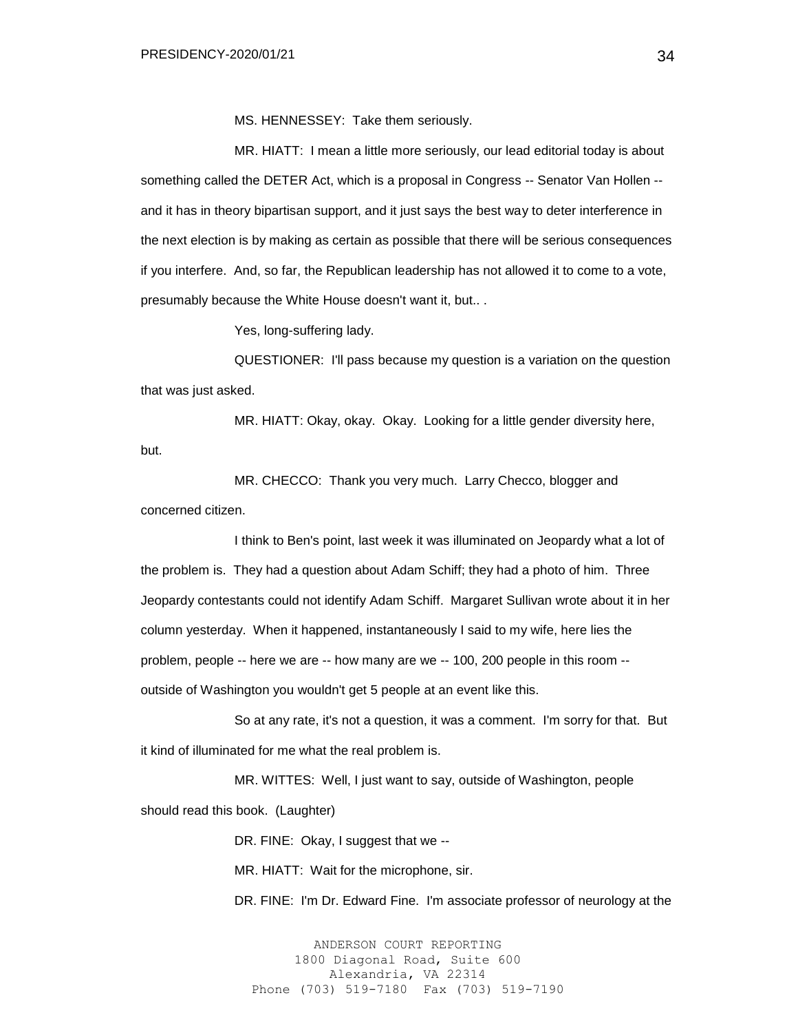MS. HENNESSEY: Take them seriously.

MR. HIATT: I mean a little more seriously, our lead editorial today is about something called the DETER Act, which is a proposal in Congress -- Senator Van Hollen -- and it has in theory bipartisan support, and it just says the best way to deter interference in the next election is by making as certain as possible that there will be serious consequences if you interfere. And, so far, the Republican leadership has not allowed it to come to a vote, presumably because the White House doesn't want it, but.. .

Yes, long-suffering lady.

QUESTIONER: I'll pass because my question is a variation on the question that was just asked.

MR. HIATT: Okay, okay. Okay. Looking for a little gender diversity here, but.

MR. CHECCO: Thank you very much. Larry Checco, blogger and concerned citizen.

I think to Ben's point, last week it was illuminated on Jeopardy what a lot of the problem is. They had a question about Adam Schiff; they had a photo of him. Three Jeopardy contestants could not identify Adam Schiff. Margaret Sullivan wrote about it in her column yesterday. When it happened, instantaneously I said to my wife, here lies the problem, people -- here we are -- how many are we -- 100, 200 people in this room -- outside of Washington you wouldn't get 5 people at an event like this.

So at any rate, it's not a question, it was a comment. I'm sorry for that. But it kind of illuminated for me what the real problem is.

MR. WITTES: Well, I just want to say, outside of Washington, people should read this book. (Laughter)

DR. FINE: Okay, I suggest that we --

MR. HIATT: Wait for the microphone, sir.

DR. FINE: I'm Dr. Edward Fine. I'm associate professor of neurology at the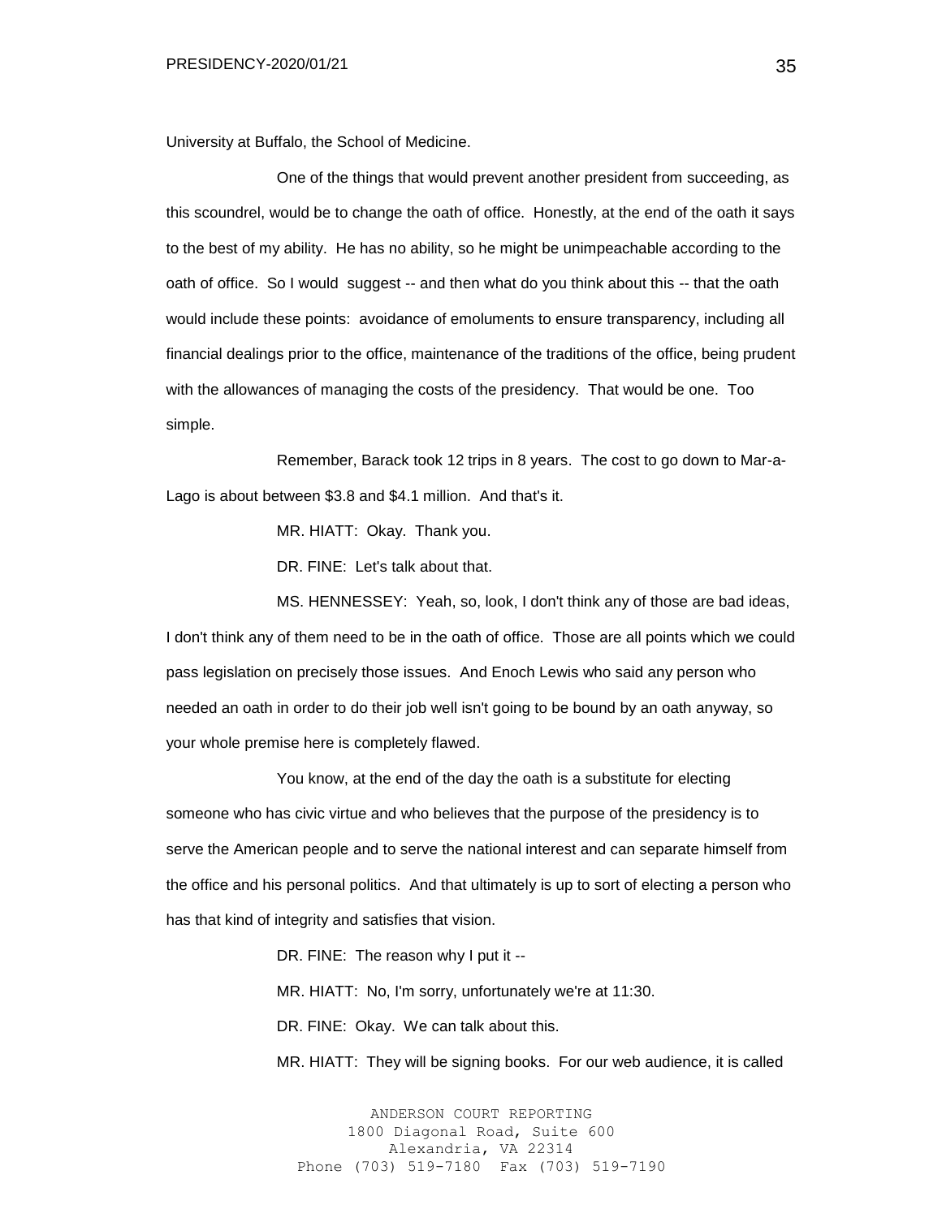University at Buffalo, the School of Medicine.

One of the things that would prevent another president from succeeding, as this scoundrel, would be to change the oath of office. Honestly, at the end of the oath it says to the best of my ability. He has no ability, so he might be unimpeachable according to the oath of office. So I would suggest -- and then what do you think about this -- that the oath would include these points: avoidance of emoluments to ensure transparency, including all financial dealings prior to the office, maintenance of the traditions of the office, being prudent with the allowances of managing the costs of the presidency. That would be one. Too simple.

Remember, Barack took 12 trips in 8 years. The cost to go down to Mar-a-Lago is about between $3.8 and $4.1 million. And that's it.

MR. HIATT: Okay. Thank you.

DR. FINE: Let's talk about that.

MS. HENNESSEY: Yeah, so, look, I don't think any of those are bad ideas, I don't think any of them need to be in the oath of office. Those are all points which we could pass legislation on precisely those issues. And Enoch Lewis who said any person who needed an oath in order to do their job well isn't going to be bound by an oath anyway, so your whole premise here is completely flawed.

You know, at the end of the day the oath is a substitute for electing someone who has civic virtue and who believes that the purpose of the presidency is to serve the American people and to serve the national interest and can separate himself from the office and his personal politics. And that ultimately is up to sort of electing a person who has that kind of integrity and satisfies that vision.

DR. FINE: The reason why I put it --

MR. HIATT: No, I'm sorry, unfortunately we're at 11:30.

DR. FINE: Okay. We can talk about this.

MR. HIATT: They will be signing books. For our web audience, it is called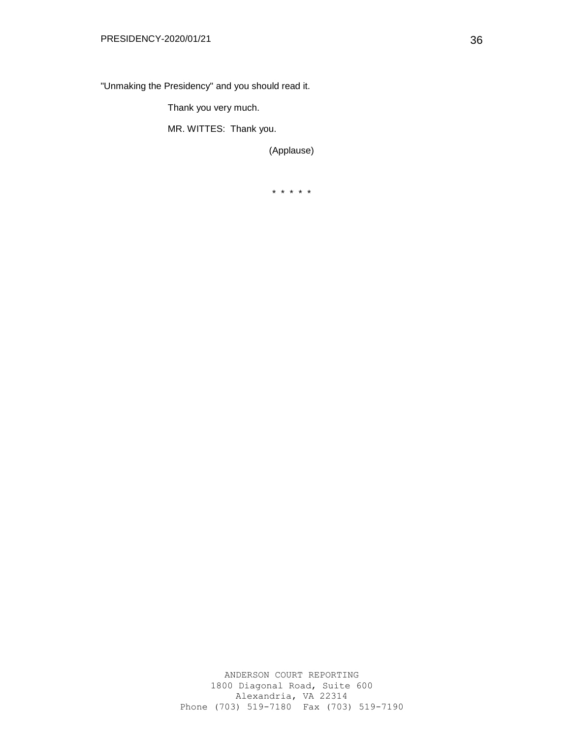"Unmaking the Presidency" and you should read it.

Thank you very much.

MR. WITTES: Thank you.

(Applause)

* * * * *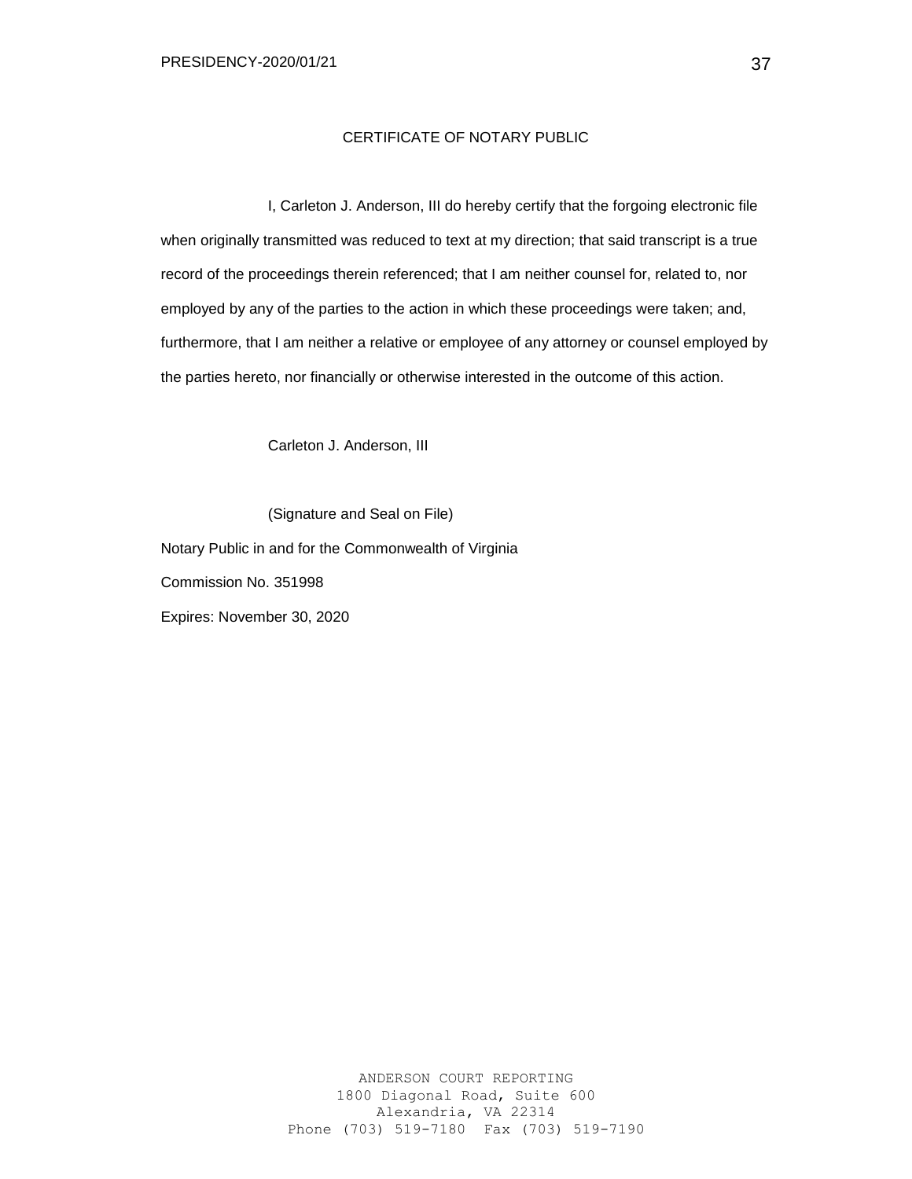## CERTIFICATE OF NOTARY PUBLIC

I, Carleton J. Anderson, III do hereby certify that the forgoing electronic file when originally transmitted was reduced to text at my direction; that said transcript is a true record of the proceedings therein referenced; that I am neither counsel for, related to, nor employed by any of the parties to the action in which these proceedings were taken; and, furthermore, that I am neither a relative or employee of any attorney or counsel employed by the parties hereto, nor financially or otherwise interested in the outcome of this action.

Carleton J. Anderson, III

(Signature and Seal on File)

Notary Public in and for the Commonwealth of Virginia

Commission No. 351998

Expires: November 30, 2020

ANDERSON COURT REPORTING
1800 Diagonal Road, Suite 600
Alexandria, VA 22314
Phone (703) 519-7180 Fax (703) 519-7190